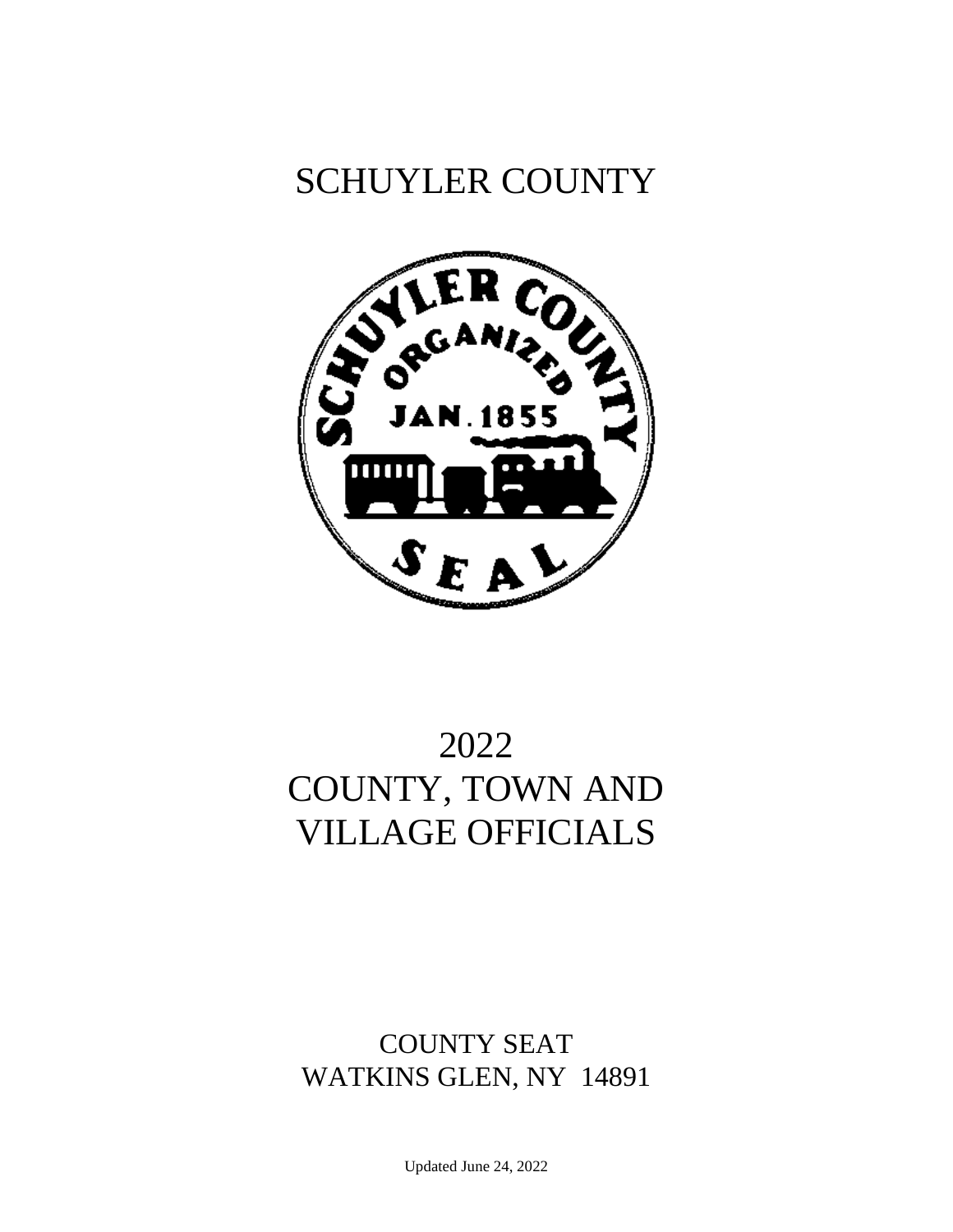# SCHUYLER COUNTY

# 2022
# COUNTY, TOWN AND VILLAGE OFFICIALS

COUNTY SEAT
WATKINS GLEN, NY 14891

Updated June 24, 2022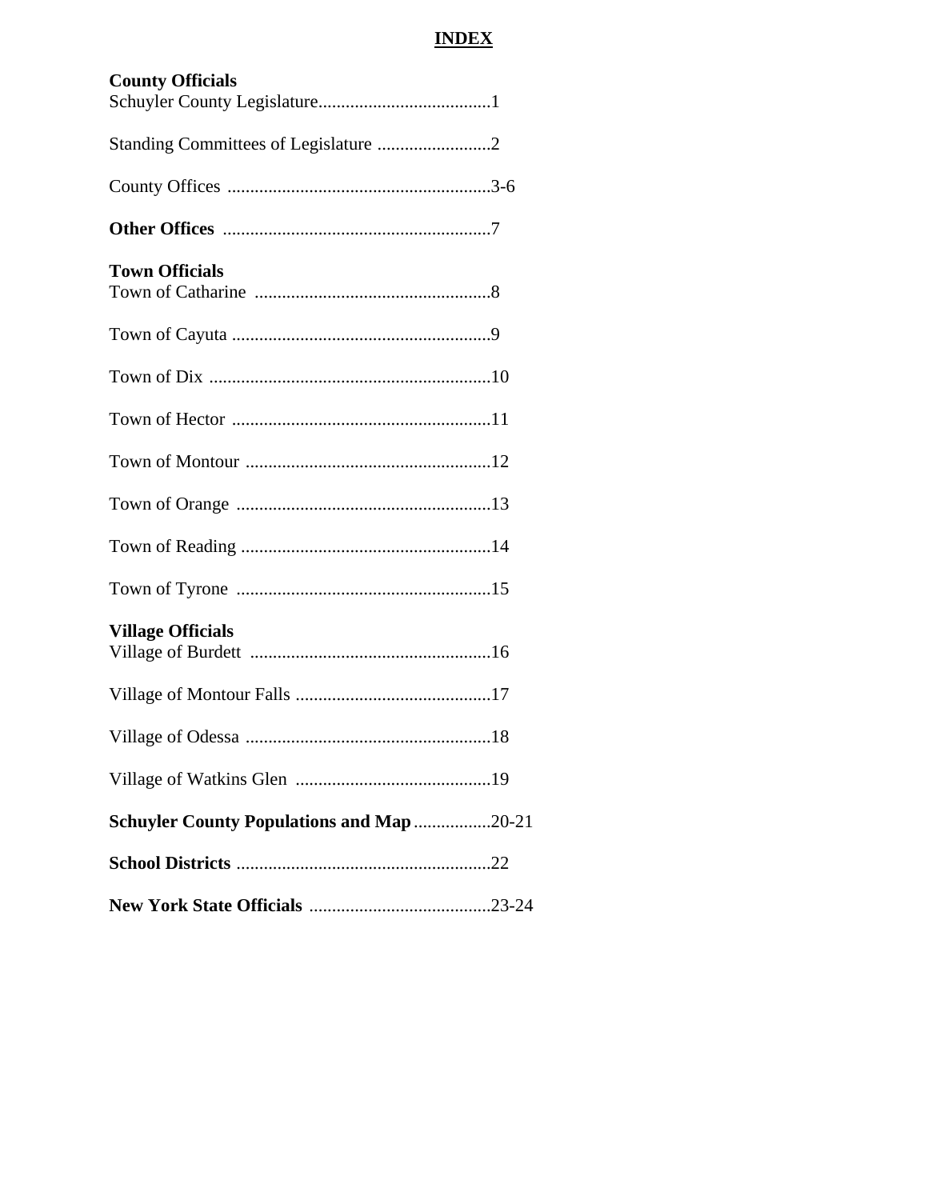# INDEX

**County Officials**

Schuyler County Legislature......................................1

Standing Committees of Legislature .........................2

County Offices ..........................................................3-6

**Other Offices** ...........................................................7

**Town Officials**

Town of Catharine ....................................................8

Town of Cayuta .........................................................9

Town of Dix ..............................................................10

Town of Hector .........................................................11

Town of Montour ......................................................12

Town of Orange ........................................................13

Town of Reading .......................................................14

Town of Tyrone ........................................................15

**Village Officials**

Village of Burdett .....................................................16

Village of Montour Falls ...........................................17

Village of Odessa ......................................................18

Village of Watkins Glen ...........................................19

**Schuyler County Populations and Map**.................20-21

**School Districts** .......................................................22

**New York State Officials** ........................................23-24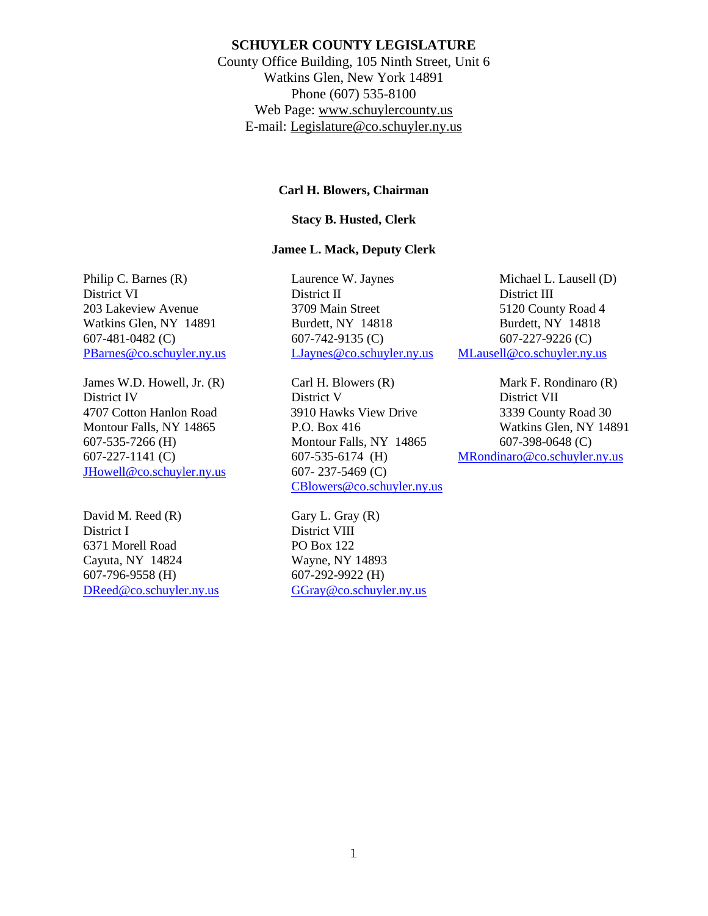# SCHUYLER COUNTY LEGISLATURE

County Office Building, 105 Ninth Street, Unit 6
Watkins Glen, New York 14891
Phone (607) 535-8100
Web Page: www.schuylercounty.us
E-mail: Legislature@co.schuyler.ny.us

**Carl H. Blowers, Chairman**

**Stacy B. Husted, Clerk**

**Jamee L. Mack, Deputy Clerk**

Philip C. Barnes (R)
District VI
203 Lakeview Avenue
Watkins Glen, NY 14891
607-481-0482 (C)
PBarnes@co.schuyler.ny.us

Laurence W. Jaynes
District II
3709 Main Street
Burdett, NY 14818
607-742-9135 (C)
LJaynes@co.schuyler.ny.us

Michael L. Lausell (D)
District III
5120 County Road 4
Burdett, NY 14818
607-227-9226 (C)
MLausell@co.schuyler.ny.us

James W.D. Howell, Jr. (R)
District IV
4707 Cotton Hanlon Road
Montour Falls, NY 14865
607-535-7266 (H)
607-227-1141 (C)
JHowell@co.schuyler.ny.us

Carl H. Blowers (R)
District V
3910 Hawks View Drive
P.O. Box 416
Montour Falls, NY 14865
607-535-6174 (H)
607- 237-5469 (C)
CBlowers@co.schuyler.ny.us

Mark F. Rondinaro (R)
District VII
3339 County Road 30
Watkins Glen, NY 14891
607-398-0648 (C)
MRondinaro@co.schuyler.ny.us

David M. Reed (R)
District I
6371 Morell Road
Cayuta, NY 14824
607-796-9558 (H)
DReed@co.schuyler.ny.us

Gary L. Gray (R)
District VIII
PO Box 122
Wayne, NY 14893
607-292-9922 (H)
GGray@co.schuyler.ny.us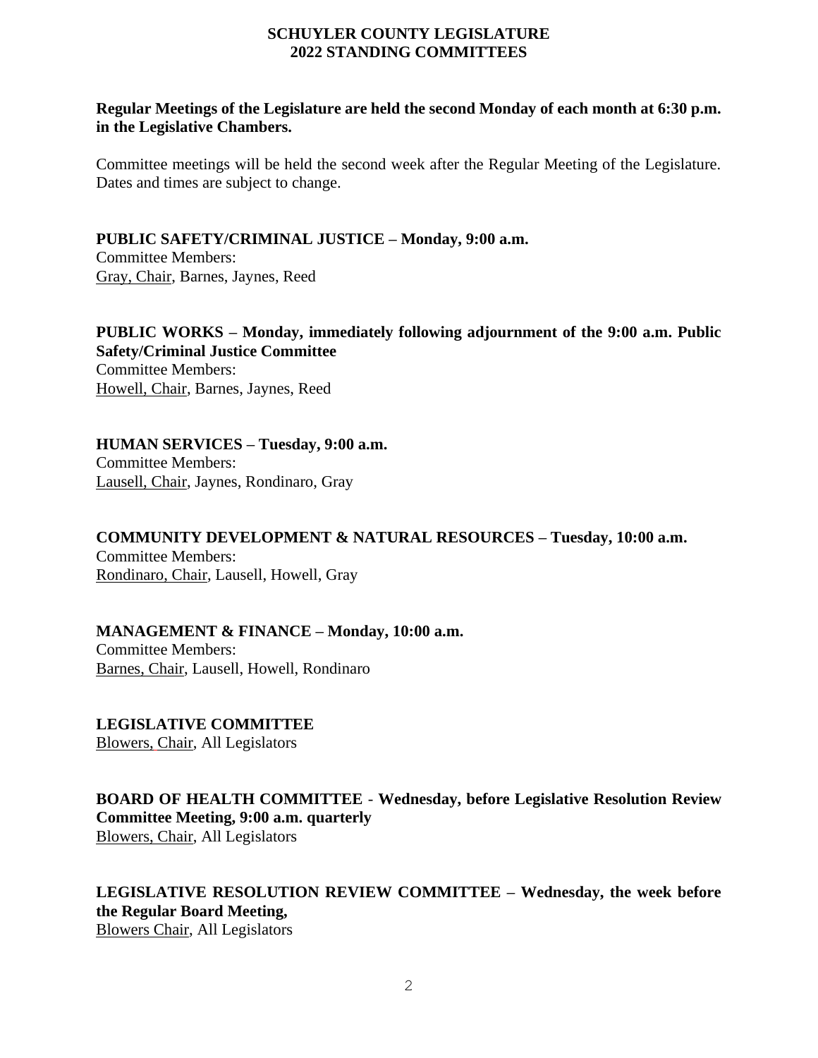# SCHUYLER COUNTY LEGISLATURE
## 2022 STANDING COMMITTEES

**Regular Meetings of the Legislature are held the second Monday of each month at 6:30 p.m. in the Legislative Chambers.**

Committee meetings will be held the second week after the Regular Meeting of the Legislature. Dates and times are subject to change.

**PUBLIC SAFETY/CRIMINAL JUSTICE – Monday, 9:00 a.m.**
Committee Members:
Gray, Chair, Barnes, Jaynes, Reed

**PUBLIC WORKS – Monday, immediately following adjournment of the 9:00 a.m. Public Safety/Criminal Justice Committee**
Committee Members:
Howell, Chair, Barnes, Jaynes, Reed

**HUMAN SERVICES – Tuesday, 9:00 a.m.**
Committee Members:
Lausell, Chair, Jaynes, Rondinaro, Gray

**COMMUNITY DEVELOPMENT & NATURAL RESOURCES – Tuesday, 10:00 a.m.**
Committee Members:
Rondinaro, Chair, Lausell, Howell, Gray

**MANAGEMENT & FINANCE – Monday, 10:00 a.m.**
Committee Members:
Barnes, Chair, Lausell, Howell, Rondinaro

**LEGISLATIVE COMMITTEE**
Blowers, Chair, All Legislators

**BOARD OF HEALTH COMMITTEE - Wednesday, before Legislative Resolution Review Committee Meeting, 9:00 a.m. quarterly**
Blowers, Chair, All Legislators

**LEGISLATIVE RESOLUTION REVIEW COMMITTEE – Wednesday, the week before the Regular Board Meeting,**
Blowers Chair, All Legislators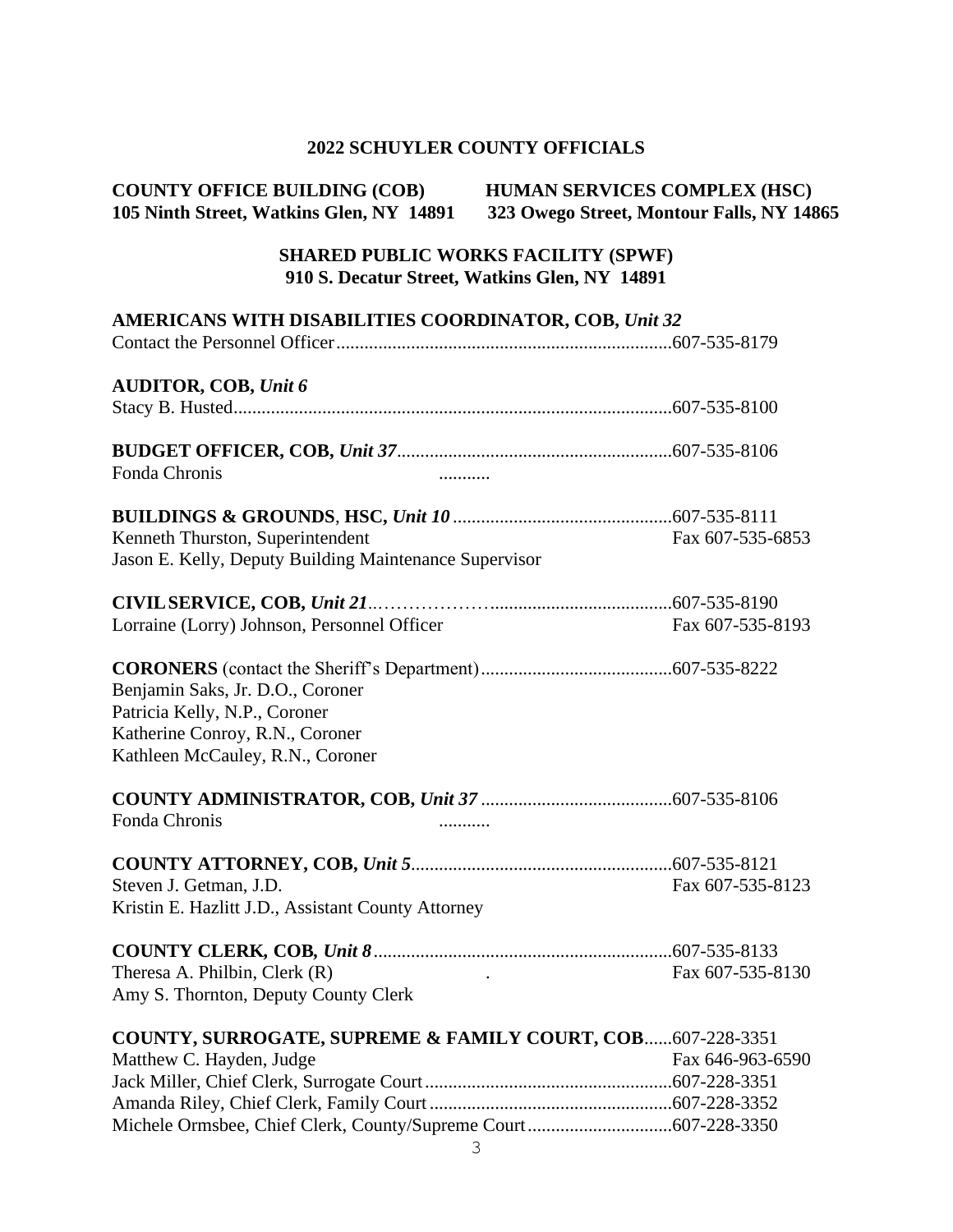# 2022 SCHUYLER COUNTY OFFICIALS

**COUNTY OFFICE BUILDING (COB)**
**105 Ninth Street, Watkins Glen, NY 14891**

**HUMAN SERVICES COMPLEX (HSC)**
**323 Owego Street, Montour Falls, NY 14865**

**SHARED PUBLIC WORKS FACILITY (SPWF)**
**910 S. Decatur Street, Watkins Glen, NY 14891**

**AMERICANS WITH DISABILITIES COORDINATOR, COB, *Unit 32***
Contact the Personnel Officer........................................................................607-535-8179

**AUDITOR, COB, *Unit 6***
Stacy B. Husted..............................................................................................607-535-8100

**BUDGET OFFICER, COB, *Unit 37***...........................................................607-535-8106
Fonda Chronis ...........

**BUILDINGS & GROUNDS, HSC, *Unit 10***...............................................607-535-8111
Kenneth Thurston, Superintendent Fax 607-535-6853
Jason E. Kelly, Deputy Building Maintenance Supervisor

**CIVIL SERVICE, COB, *Unit 21***..…………………......................................607-535-8190
Lorraine (Lorry) Johnson, Personnel Officer Fax 607-535-8193

**CORONERS** (contact the Sheriff's Department).........................................607-535-8222
Benjamin Saks, Jr. D.O., Coroner
Patricia Kelly, N.P., Coroner
Katherine Conroy, R.N., Coroner
Kathleen McCauley, R.N., Coroner

**COUNTY ADMINISTRATOR, COB, *Unit 37***.........................................607-535-8106
Fonda Chronis ...........

**COUNTY ATTORNEY, COB, *Unit 5***........................................................607-535-8121
Steven J. Getman, J.D. Fax 607-535-8123
Kristin E. Hazlitt J.D., Assistant County Attorney

**COUNTY CLERK, COB, *Unit 8***................................................................607-535-8133
Theresa A. Philbin, Clerk (R) . Fax 607-535-8130
Amy S. Thornton, Deputy County Clerk

**COUNTY, SURROGATE, SUPREME & FAMILY COURT, COB**......607-228-3351
Matthew C. Hayden, Judge Fax 646-963-6590
Jack Miller, Chief Clerk, Surrogate Court.....................................................607-228-3351
Amanda Riley, Chief Clerk, Family Court....................................................607-228-3352
Michele Ormsbee, Chief Clerk, County/Supreme Court...............................607-228-3350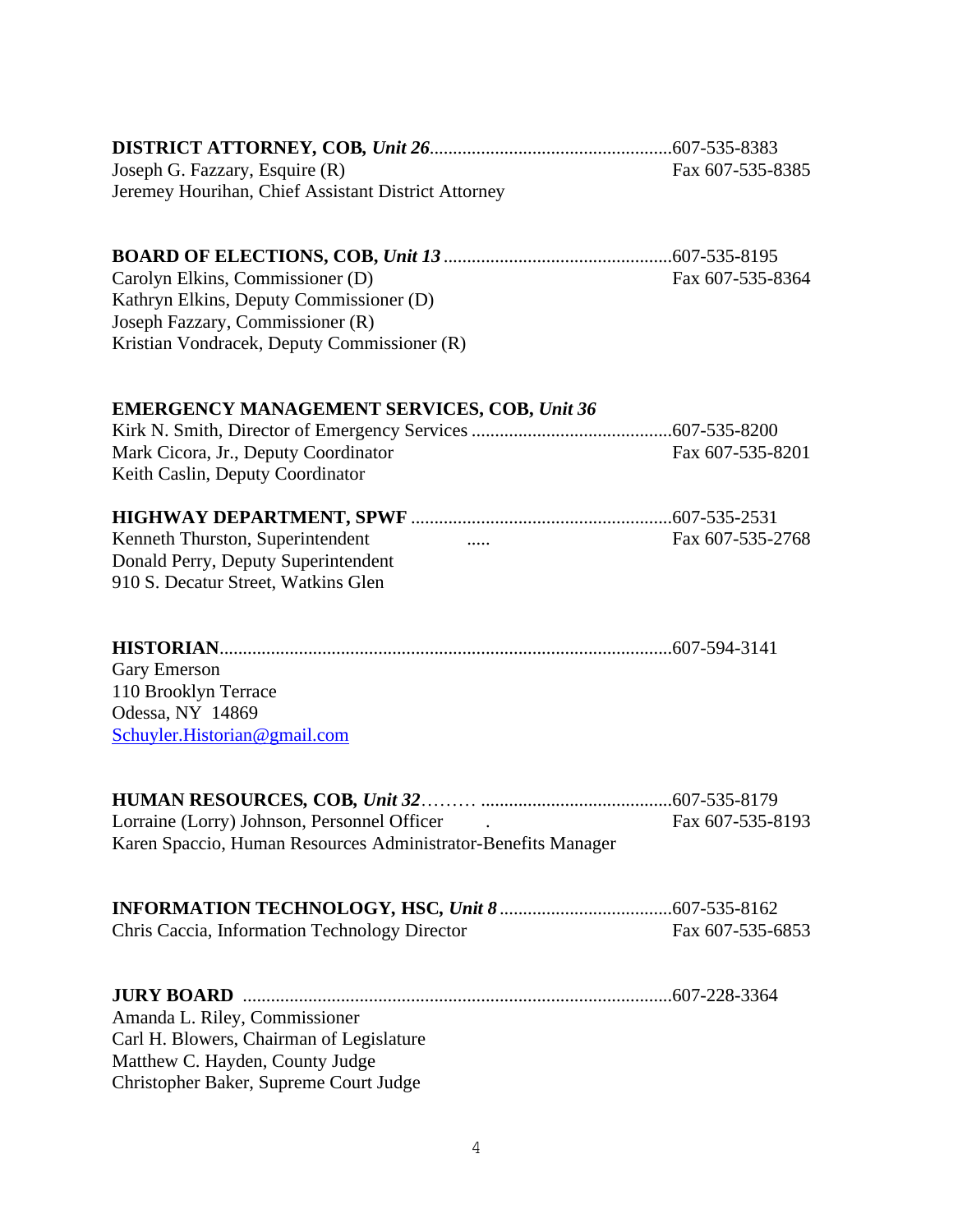**DISTRICT ATTORNEY, COB,** ***Unit 26***....................................................607-535-8383
Joseph G. Fazzary, Esquire (R) Fax 607-535-8385
Jeremey Hourihan, Chief Assistant District Attorney

**BOARD OF ELECTIONS, COB,** ***Unit 13*** .................................................607-535-8195
Carolyn Elkins, Commissioner (D) Fax 607-535-8364
Kathryn Elkins, Deputy Commissioner (D)
Joseph Fazzary, Commissioner (R)
Kristian Vondracek, Deputy Commissioner (R)

**EMERGENCY MANAGEMENT SERVICES, COB,** ***Unit 36***
Kirk N. Smith, Director of Emergency Services ...........................................607-535-8200
Mark Cicora, Jr., Deputy Coordinator Fax 607-535-8201
Keith Caslin, Deputy Coordinator

**HIGHWAY DEPARTMENT, SPWF** ........................................................607-535-2531
Kenneth Thurston, Superintendent ..... Fax 607-535-2768
Donald Perry, Deputy Superintendent
910 S. Decatur Street, Watkins Glen

**HISTORIAN**.................................................................................................607-594-3141
Gary Emerson
110 Brooklyn Terrace
Odessa, NY 14869
Schuyler.Historian@gmail.com

**HUMAN RESOURCES, COB,** ***Unit 32***……… .........................................607-535-8179
Lorraine (Lorry) Johnson, Personnel Officer . Fax 607-535-8193
Karen Spaccio, Human Resources Administrator-Benefits Manager

**INFORMATION TECHNOLOGY, HSC,** ***Unit 8*** .....................................607-535-8162
Chris Caccia, Information Technology Director Fax 607-535-6853

**JURY BOARD** ............................................................................................607-228-3364
Amanda L. Riley, Commissioner
Carl H. Blowers, Chairman of Legislature
Matthew C. Hayden, County Judge
Christopher Baker, Supreme Court Judge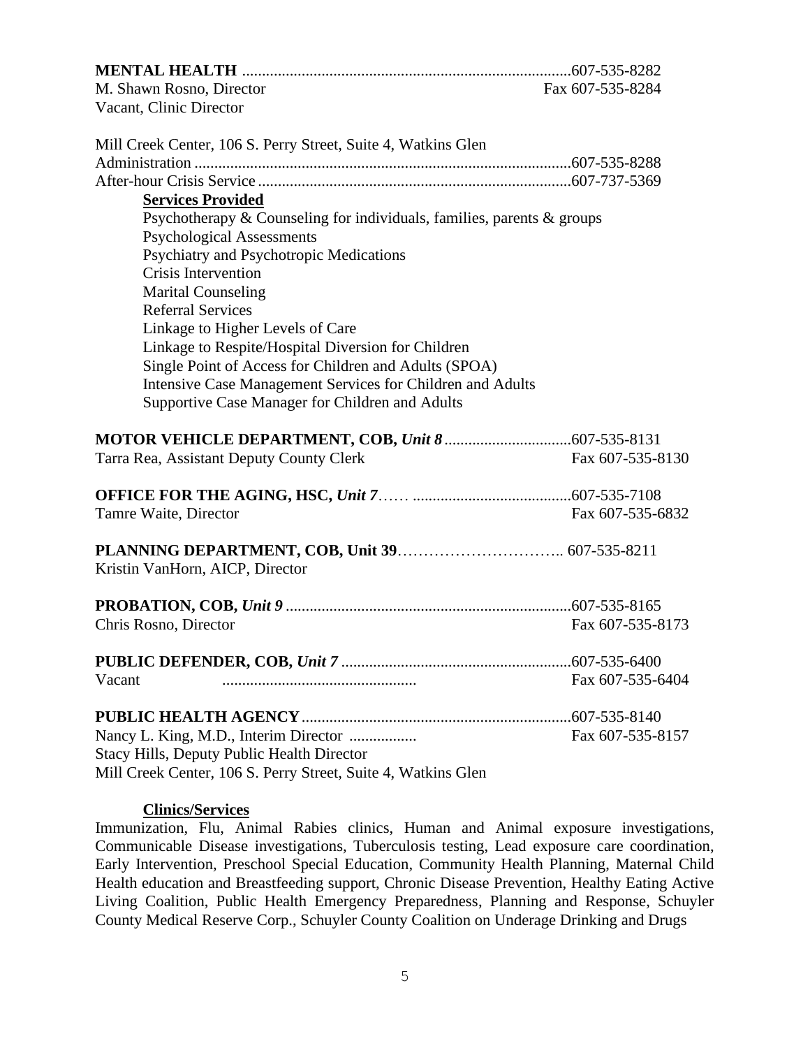**MENTAL HEALTH** ..................................................................................607-535-8282
M. Shawn Rosno, Director Fax 607-535-8284
Vacant, Clinic Director

Mill Creek Center, 106 S. Perry Street, Suite 4, Watkins Glen
Administration ..............................................................................................607-535-8288
After-hour Crisis Service ..............................................................................607-737-5369

**Services Provided**

- Psychotherapy & Counseling for individuals, families, parents & groups
- Psychological Assessments
- Psychiatry and Psychotropic Medications
- Crisis Intervention
- Marital Counseling
- Referral Services
- Linkage to Higher Levels of Care
- Linkage to Respite/Hospital Diversion for Children
- Single Point of Access for Children and Adults (SPOA)
- Intensive Case Management Services for Children and Adults
- Supportive Case Manager for Children and Adults

**MOTOR VEHICLE DEPARTMENT, COB,** ***Unit 8***...............................607-535-8131
Tarra Rea, Assistant Deputy County Clerk Fax 607-535-8130

**OFFICE FOR THE AGING, HSC,** ***Unit 7***…… .......................................607-535-7108
Tamre Waite, Director Fax 607-535-6832

**PLANNING DEPARTMENT, COB, Unit 39**………………………….. 607-535-8211
Kristin VanHorn, AICP, Director

**PROBATION, COB,** ***Unit 9*** .......................................................................607-535-8165
Chris Rosno, Director Fax 607-535-8173

**PUBLIC DEFENDER, COB,** ***Unit 7*** .........................................................607-535-6400
Vacant ................................................ Fax 607-535-6404

**PUBLIC HEALTH AGENCY**...................................................................607-535-8140
Nancy L. King, M.D., Interim Director ................. Fax 607-535-8157
Stacy Hills, Deputy Public Health Director
Mill Creek Center, 106 S. Perry Street, Suite 4, Watkins Glen

**Clinics/Services**

Immunization, Flu, Animal Rabies clinics, Human and Animal exposure investigations, Communicable Disease investigations, Tuberculosis testing, Lead exposure care coordination, Early Intervention, Preschool Special Education, Community Health Planning, Maternal Child Health education and Breastfeeding support, Chronic Disease Prevention, Healthy Eating Active Living Coalition, Public Health Emergency Preparedness, Planning and Response, Schuyler County Medical Reserve Corp., Schuyler County Coalition on Underage Drinking and Drugs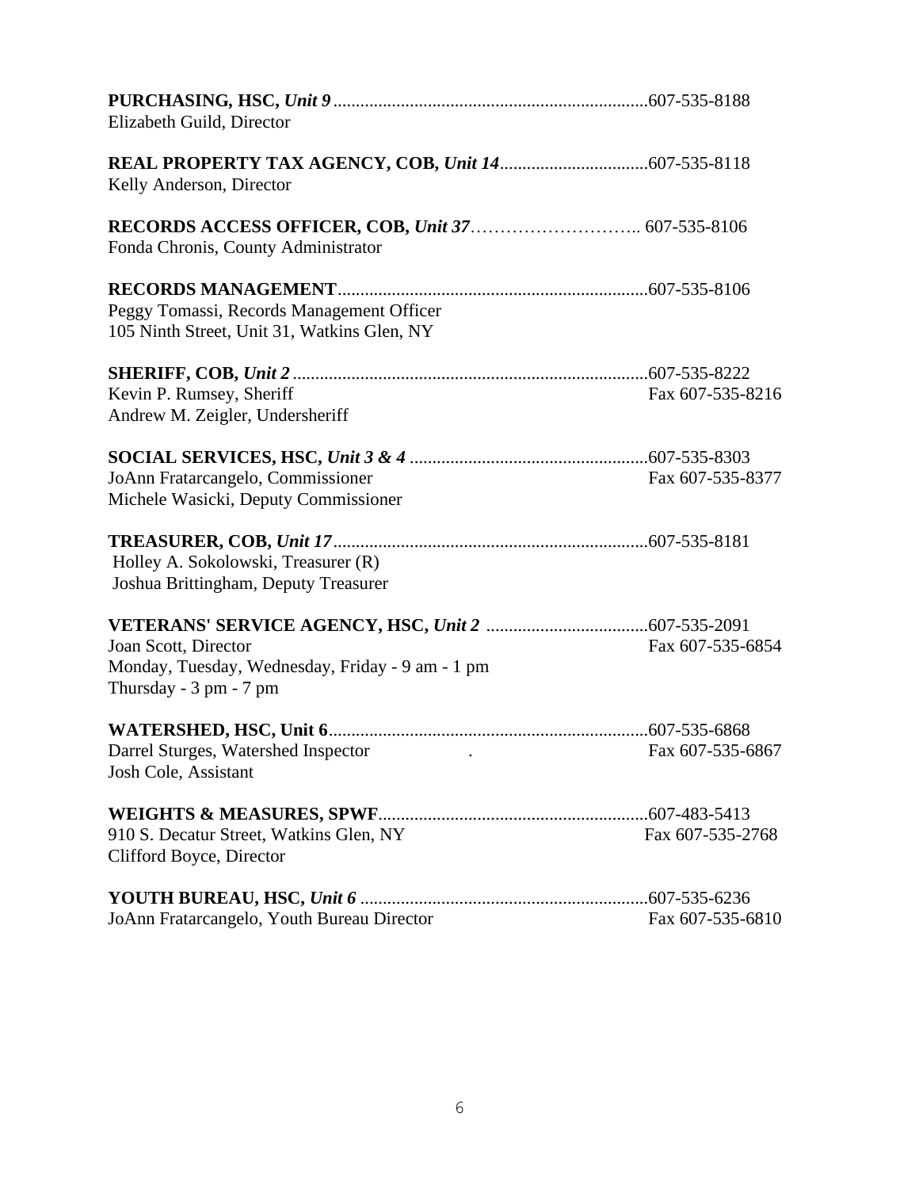**PURCHASING, HSC, *Unit 9*** ....................................................................607-535-8188
Elizabeth Guild, Director

**REAL PROPERTY TAX AGENCY, COB, *Unit 14***................................607-535-8118
Kelly Anderson, Director

**RECORDS ACCESS OFFICER, COB, *Unit 37***……………………….. 607-535-8106
Fonda Chronis, County Administrator

**RECORDS MANAGEMENT**....................................................................607-535-8106
Peggy Tomassi, Records Management Officer
105 Ninth Street, Unit 31, Watkins Glen, NY

**SHERIFF, COB, *Unit 2***...............................................................................607-535-8222
Kevin P. Rumsey, Sheriff — Fax 607-535-8216
Andrew M. Zeigler, Undersheriff

**SOCIAL SERVICES, HSC, *Unit 3 & 4*** ....................................................607-535-8303
JoAnn Fratarcangelo, Commissioner — Fax 607-535-8377
Michele Wasicki, Deputy Commissioner

**TREASURER, COB, *Unit 17***.....................................................................607-535-8181
Holley A. Sokolowski, Treasurer (R)
Joshua Brittingham, Deputy Treasurer

**VETERANS' SERVICE AGENCY, HSC, *Unit 2*** ...................................607-535-2091
Joan Scott, Director — Fax 607-535-6854
Monday, Tuesday, Wednesday, Friday - 9 am - 1 pm
Thursday - 3 pm - 7 pm

**WATERSHED, HSC, Unit 6**......................................................................607-535-6868
Darrel Sturges, Watershed Inspector . — Fax 607-535-6867
Josh Cole, Assistant

**WEIGHTS & MEASURES, SPWF**...........................................................607-483-5413
910 S. Decatur Street, Watkins Glen, NY — Fax 607-535-2768
Clifford Boyce, Director

**YOUTH BUREAU, HSC, *Unit 6*** ...............................................................607-535-6236
JoAnn Fratarcangelo, Youth Bureau Director — Fax 607-535-6810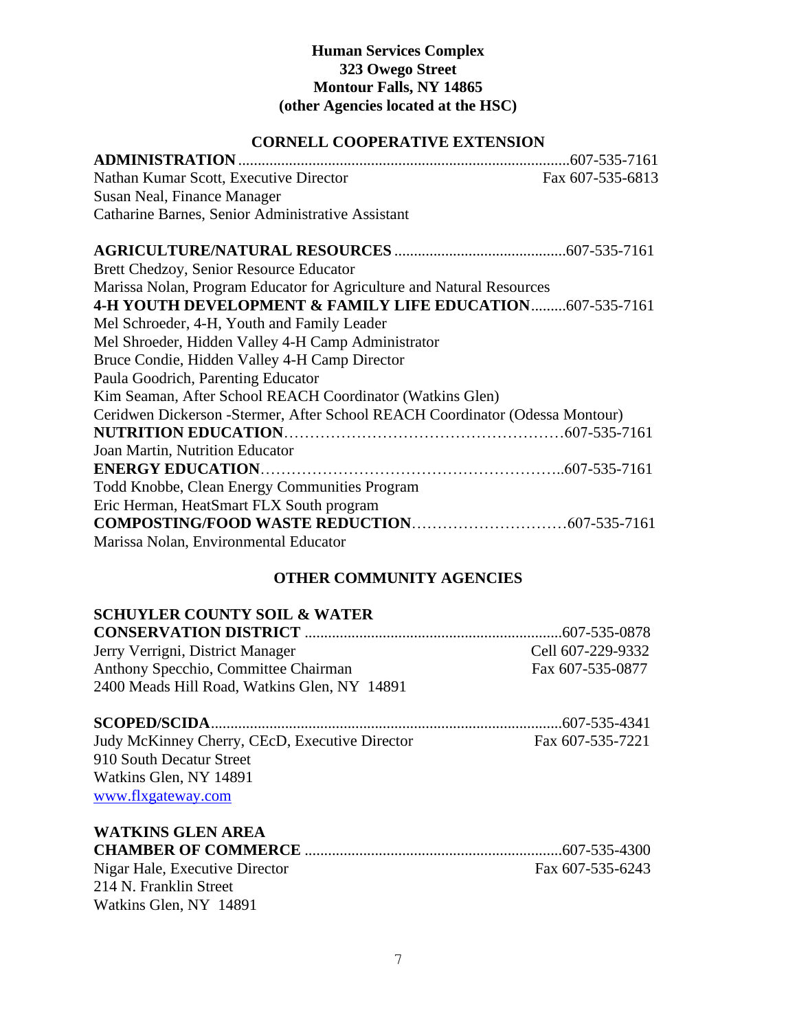**Human Services Complex**
**323 Owego Street**
**Montour Falls, NY 14865**
**(other Agencies located at the HSC)**

## CORNELL COOPERATIVE EXTENSION

**ADMINISTRATION** ....................................................................................607-535-7161
Nathan Kumar Scott, Executive Director — Fax 607-535-6813
Susan Neal, Finance Manager
Catharine Barnes, Senior Administrative Assistant

**AGRICULTURE/NATURAL RESOURCES** ...........................................607-535-7161
Brett Chedzoy, Senior Resource Educator
Marissa Nolan, Program Educator for Agriculture and Natural Resources

**4-H YOUTH DEVELOPMENT & FAMILY LIFE EDUCATION**.........607-535-7161
Mel Schroeder, 4-H, Youth and Family Leader
Mel Shroeder, Hidden Valley 4-H Camp Administrator
Bruce Condie, Hidden Valley 4-H Camp Director
Paula Goodrich, Parenting Educator
Kim Seaman, After School REACH Coordinator (Watkins Glen)
Ceridwen Dickerson -Stermer, After School REACH Coordinator (Odessa Montour)

**NUTRITION EDUCATION**……………………………………………607-535-7161
Joan Martin, Nutrition Educator

**ENERGY EDUCATION**…………………………………………………..607-535-7161
Todd Knobbe, Clean Energy Communities Program
Eric Herman, HeatSmart FLX South program

**COMPOSTING/FOOD WASTE REDUCTION**…………………………607-535-7161
Marissa Nolan, Environmental Educator

## OTHER COMMUNITY AGENCIES

**SCHUYLER COUNTY SOIL & WATER CONSERVATION DISTRICT** .................................................................607-535-0878
Jerry Verrigni, District Manager — Cell 607-229-9332
Anthony Specchio, Committee Chairman — Fax 607-535-0877
2400 Meads Hill Road, Watkins Glen, NY 14891

**SCOPED/SCIDA**.........................................................................................607-535-4341
Judy McKinney Cherry, CEcD, Executive Director — Fax 607-535-7221
910 South Decatur Street
Watkins Glen, NY 14891
[www.flxgateway.com](http://www.flxgateway.com)

**WATKINS GLEN AREA CHAMBER OF COMMERCE** .................................................................607-535-4300
Nigar Hale, Executive Director — Fax 607-535-6243
214 N. Franklin Street
Watkins Glen, NY 14891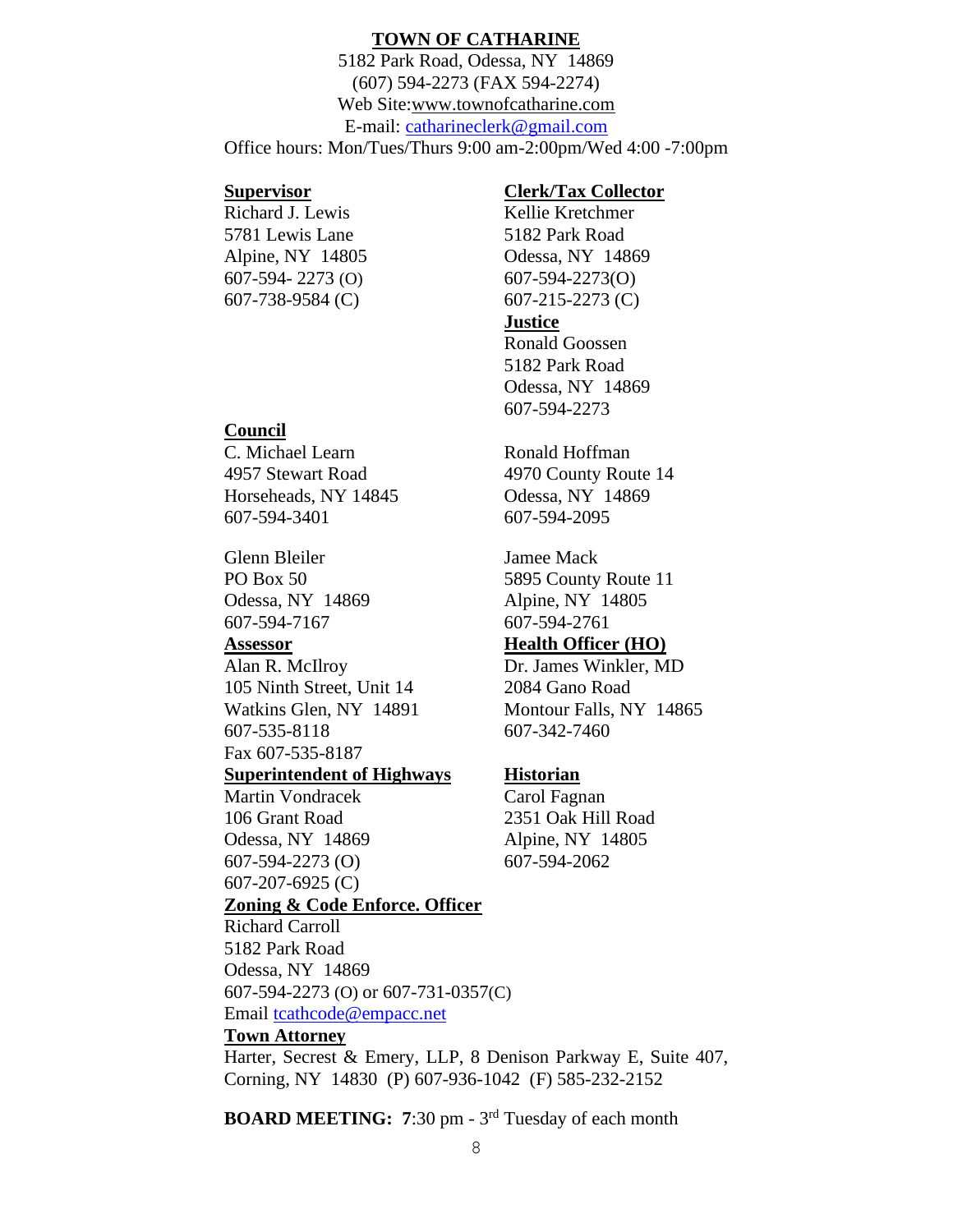## TOWN OF CATHARINE

5182 Park Road, Odessa, NY 14869
(607) 594-2273 (FAX 594-2274)
Web Site:www.townofcatharine.com
E-mail: catharineclerk@gmail.com
Office hours: Mon/Tues/Thurs 9:00 am-2:00pm/Wed 4:00 -7:00pm

**Supervisor**
Richard J. Lewis
5781 Lewis Lane
Alpine, NY 14805
607-594- 2273 (O)
607-738-9584 (C)

**Clerk/Tax Collector**
Kellie Kretchmer
5182 Park Road
Odessa, NY 14869
607-594-2273(O)
607-215-2273 (C)

**Justice**
Ronald Goossen
5182 Park Road
Odessa, NY 14869
607-594-2273

**Council**

C. Michael Learn
4957 Stewart Road
Horseheads, NY 14845
607-594-3401

Ronald Hoffman
4970 County Route 14
Odessa, NY 14869
607-594-2095

Glenn Bleiler
PO Box 50
Odessa, NY 14869
607-594-7167

Jamee Mack
5895 County Route 11
Alpine, NY 14805
607-594-2761

**Assessor**
Alan R. McIlroy
105 Ninth Street, Unit 14
Watkins Glen, NY 14891
607-535-8118
Fax 607-535-8187

**Health Officer (HO)**
Dr. James Winkler, MD
2084 Gano Road
Montour Falls, NY 14865
607-342-7460

**Superintendent of Highways**
Martin Vondracek
106 Grant Road
Odessa, NY 14869
607-594-2273 (O)
607-207-6925 (C)

**Historian**
Carol Fagnan
2351 Oak Hill Road
Alpine, NY 14805
607-594-2062

**Zoning & Code Enforce. Officer**
Richard Carroll
5182 Park Road
Odessa, NY 14869
607-594-2273 (O) or 607-731-0357(C)
Email tcathcode@empacc.net

**Town Attorney**
Harter, Secrest & Emery, LLP, 8 Denison Parkway E, Suite 407, Corning, NY 14830 (P) 607-936-1042 (F) 585-232-2152

**BOARD MEETING: 7**:30 pm - 3rd Tuesday of each month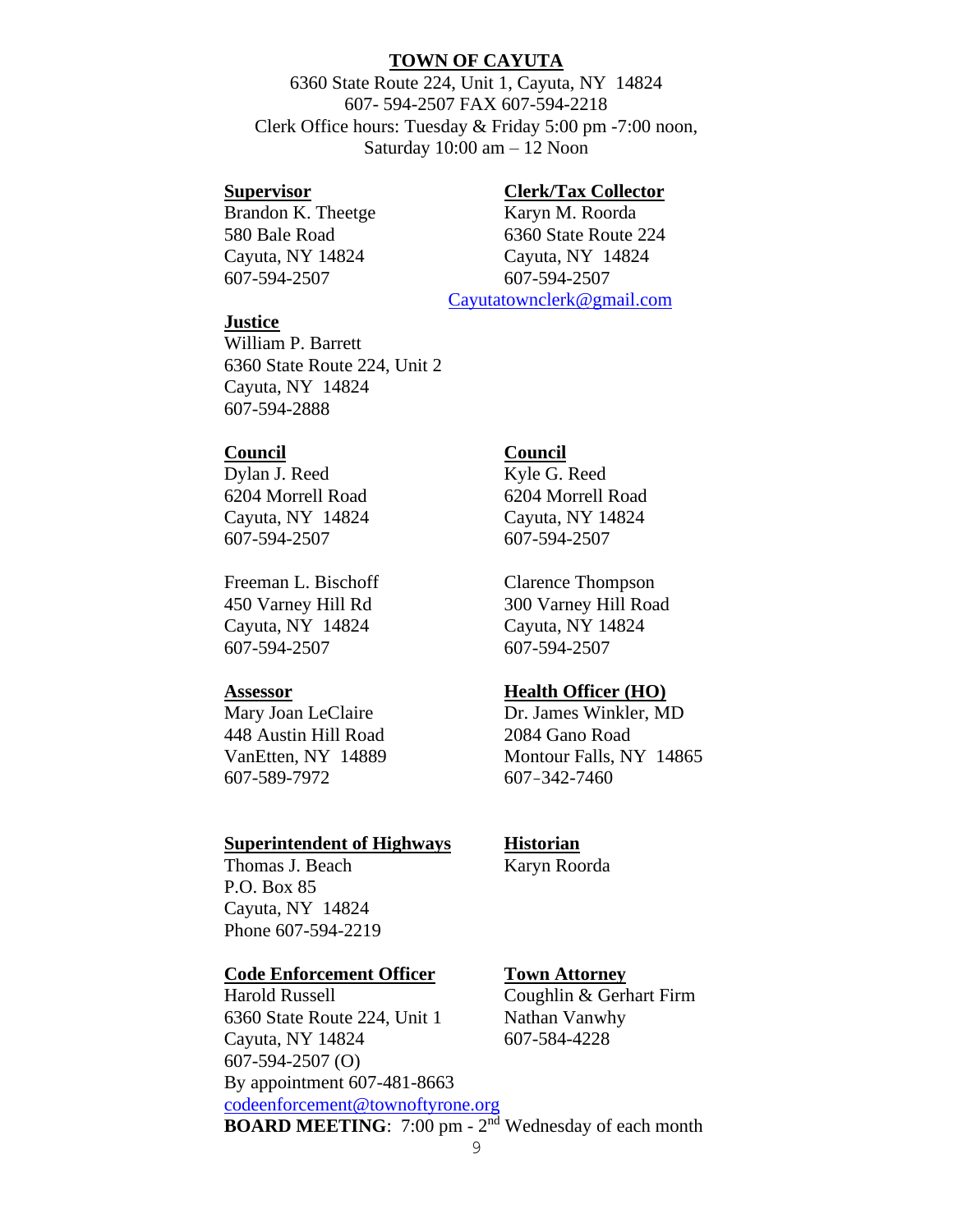## TOWN OF CAYUTA

6360 State Route 224, Unit 1, Cayuta, NY 14824
607- 594-2507 FAX 607-594-2218
Clerk Office hours: Tuesday & Friday 5:00 pm -7:00 noon,
Saturday 10:00 am – 12 Noon

**Supervisor**
Brandon K. Theetge
580 Bale Road
Cayuta, NY 14824
607-594-2507

**Clerk/Tax Collector**
Karyn M. Roorda
6360 State Route 224
Cayuta, NY 14824
607-594-2507
Cayutatownclerk@gmail.com

**Justice**
William P. Barrett
6360 State Route 224, Unit 2
Cayuta, NY 14824
607-594-2888

**Council**
Dylan J. Reed
6204 Morrell Road
Cayuta, NY 14824
607-594-2507

Freeman L. Bischoff
450 Varney Hill Rd
Cayuta, NY 14824
607-594-2507

**Council**
Kyle G. Reed
6204 Morrell Road
Cayuta, NY 14824
607-594-2507

Clarence Thompson
300 Varney Hill Road
Cayuta, NY 14824
607-594-2507

**Assessor**
Mary Joan LeClaire
448 Austin Hill Road
VanEtten, NY 14889
607-589-7972

**Health Officer (HO)**
Dr. James Winkler, MD
2084 Gano Road
Montour Falls, NY 14865
607-342-7460

**Superintendent of Highways**
Thomas J. Beach
P.O. Box 85
Cayuta, NY 14824
Phone 607-594-2219

**Historian**
Karyn Roorda

**Code Enforcement Officer**
Harold Russell
6360 State Route 224, Unit 1
Cayuta, NY 14824
607-594-2507 (O)
By appointment 607-481-8663
codeenforcement@townoftyrone.org

**Town Attorney**
Coughlin & Gerhart Firm
Nathan Vanwhy
607-584-4228

**BOARD MEETING**: 7:00 pm - 2nd Wednesday of each month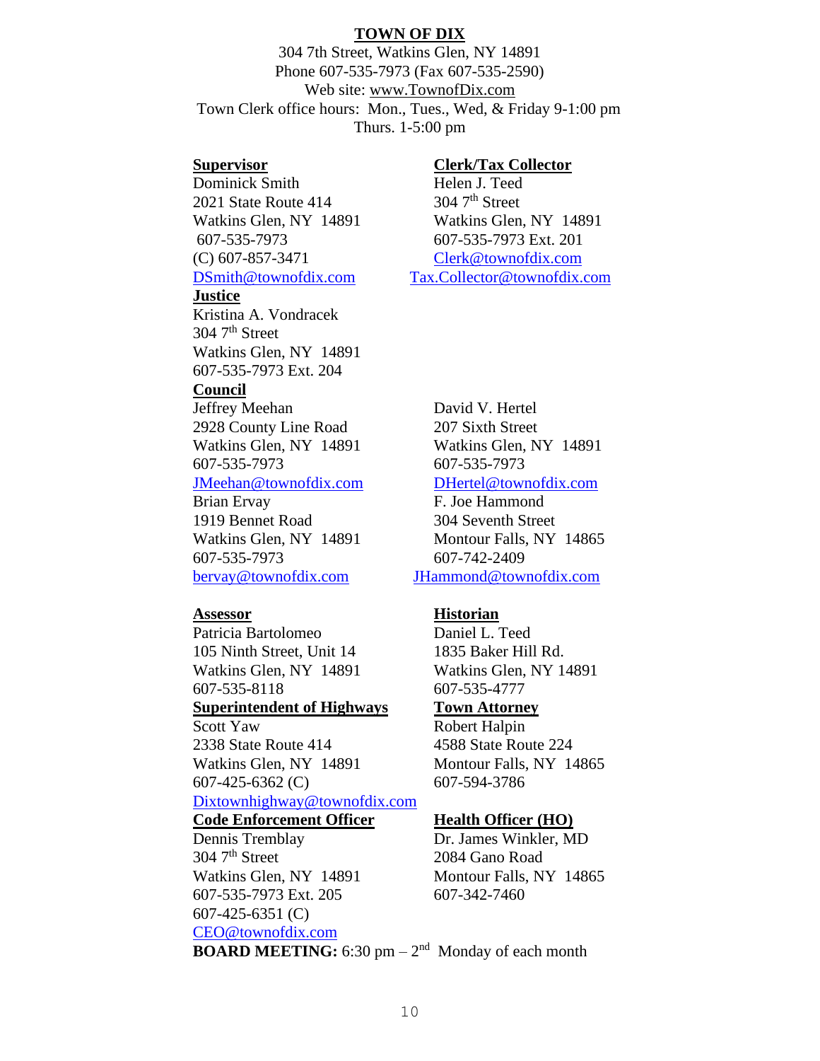# TOWN OF DIX

304 7th Street, Watkins Glen, NY 14891
Phone 607-535-7973 (Fax 607-535-2590)
Web site: www.TownofDix.com
Town Clerk office hours: Mon., Tues., Wed, & Friday 9-1:00 pm
Thurs. 1-5:00 pm

**Supervisor**
Dominick Smith
2021 State Route 414
Watkins Glen, NY 14891
607-535-7973
(C) 607-857-3471
DSmith@townofdix.com

**Clerk/Tax Collector**
Helen J. Teed
304 7th Street
Watkins Glen, NY 14891
607-535-7973 Ext. 201
Clerk@townofdix.com
Tax.Collector@townofdix.com

**Justice**
Kristina A. Vondracek
304 7th Street
Watkins Glen, NY 14891
607-535-7973 Ext. 204

**Council**

Jeffrey Meehan
2928 County Line Road
Watkins Glen, NY 14891
607-535-7973
JMeehan@townofdix.com

David V. Hertel
207 Sixth Street
Watkins Glen, NY 14891
607-535-7973
DHertel@townofdix.com

Brian Ervay
1919 Bennet Road
Watkins Glen, NY 14891
607-535-7973
bervay@townofdix.com

F. Joe Hammond
304 Seventh Street
Montour Falls, NY 14865
607-742-2409
JHammond@townofdix.com

**Assessor**
Patricia Bartolomeo
105 Ninth Street, Unit 14
Watkins Glen, NY 14891
607-535-8118

**Historian**
Daniel L. Teed
1835 Baker Hill Rd.
Watkins Glen, NY 14891
607-535-4777

**Superintendent of Highways**
Scott Yaw
2338 State Route 414
Watkins Glen, NY 14891
607-425-6362 (C)
Dixtownhighway@townofdix.com

**Town Attorney**
Robert Halpin
4588 State Route 224
Montour Falls, NY 14865
607-594-3786

**Code Enforcement Officer**
Dennis Tremblay
304 7th Street
Watkins Glen, NY 14891
607-535-7973 Ext. 205
607-425-6351 (C)
CEO@townofdix.com

**Health Officer (HO)**
Dr. James Winkler, MD
2084 Gano Road
Montour Falls, NY 14865
607-342-7460

**BOARD MEETING:** 6:30 pm – 2nd Monday of each month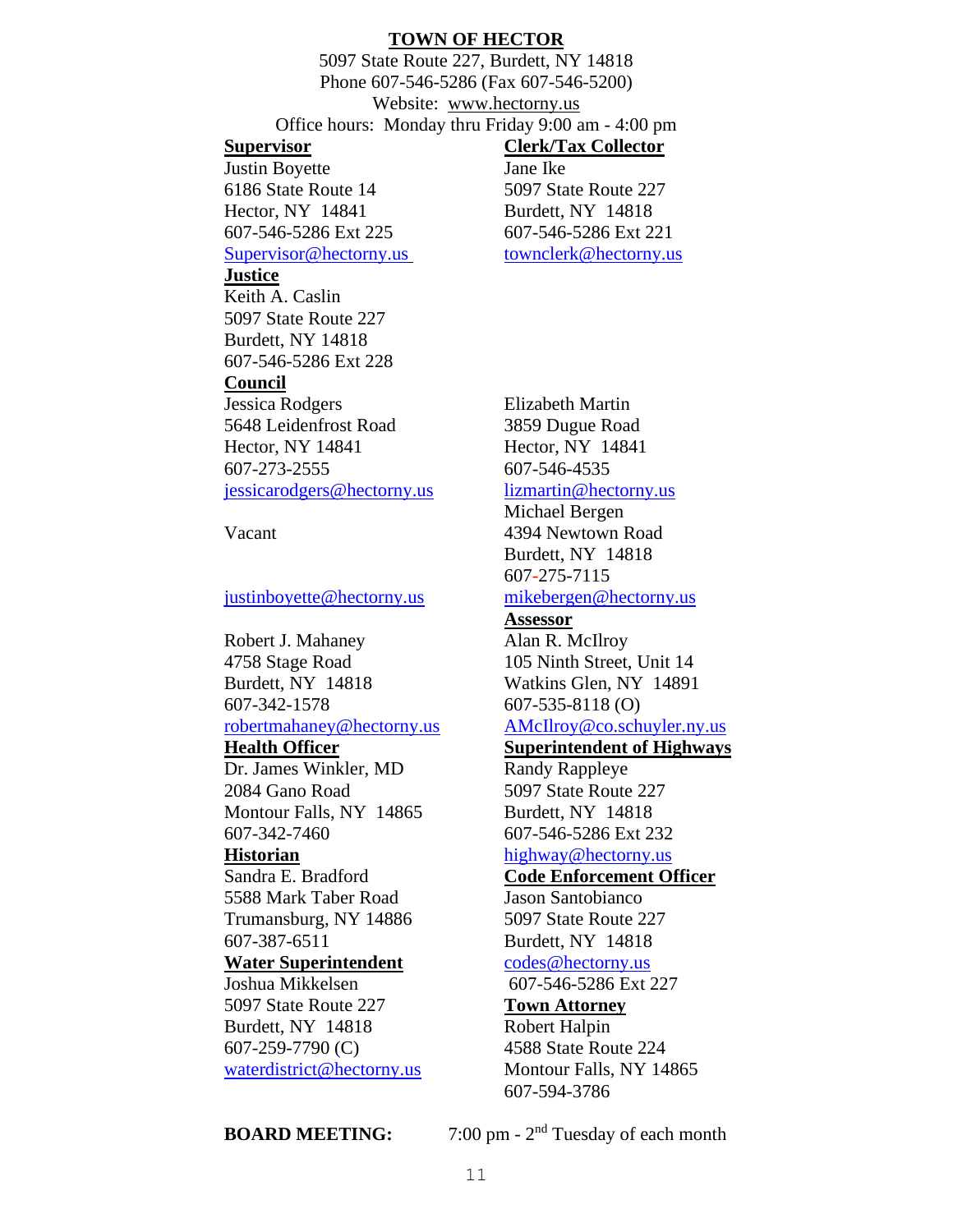## TOWN OF HECTOR

5097 State Route 227, Burdett, NY 14818
Phone 607-546-5286 (Fax 607-546-5200)
Website: www.hectorny.us
Office hours: Monday thru Friday 9:00 am - 4:00 pm

**Supervisor**
Justin Boyette
6186 State Route 14
Hector, NY 14841
607-546-5286 Ext 225
Supervisor@hectorny.us

**Clerk/Tax Collector**
Jane Ike
5097 State Route 227
Burdett, NY 14818
607-546-5286 Ext 221
townclerk@hectorny.us

**Justice**
Keith A. Caslin
5097 State Route 227
Burdett, NY 14818
607-546-5286 Ext 228

**Council**

Jessica Rodgers
5648 Leidenfrost Road
Hector, NY 14841
607-273-2555
jessicarodgers@hectorny.us

Elizabeth Martin
3859 Dugue Road
Hector, NY 14841
607-546-4535
lizmartin@hectorny.us

Vacant

justinboyette@hectorny.us

Michael Bergen
4394 Newtown Road
Burdett, NY 14818
607-275-7115
mikebergen@hectorny.us

Robert J. Mahaney
4758 Stage Road
Burdett, NY 14818
607-342-1578
robertmahaney@hectorny.us

**Assessor**
Alan R. McIlroy
105 Ninth Street, Unit 14
Watkins Glen, NY 14891
607-535-8118 (O)
AMcIlroy@co.schuyler.ny.us

**Health Officer**
Dr. James Winkler, MD
2084 Gano Road
Montour Falls, NY 14865
607-342-7460

**Superintendent of Highways**
Randy Rappleye
5097 State Route 227
Burdett, NY 14818
607-546-5286 Ext 232
highway@hectorny.us

**Historian**
Sandra E. Bradford
5588 Mark Taber Road
Trumansburg, NY 14886
607-387-6511

**Code Enforcement Officer**
Jason Santobianco
5097 State Route 227
Burdett, NY 14818
codes@hectorny.us
607-546-5286 Ext 227

**Water Superintendent**
Joshua Mikkelsen
5097 State Route 227
Burdett, NY 14818
607-259-7790 (C)
waterdistrict@hectorny.us

**Town Attorney**
Robert Halpin
4588 State Route 224
Montour Falls, NY 14865
607-594-3786

**BOARD MEETING:** 7:00 pm - 2nd Tuesday of each month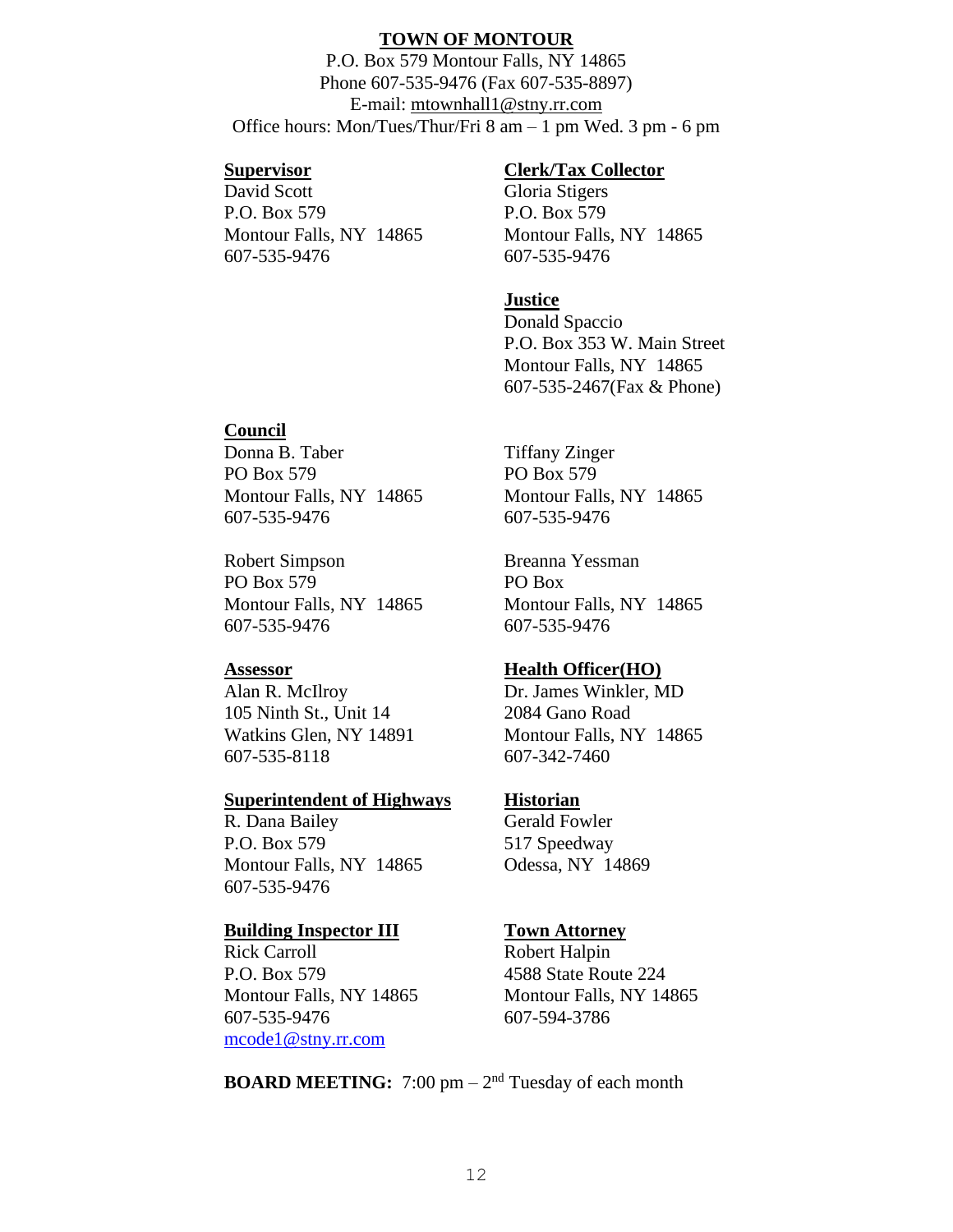# TOWN OF MONTOUR

P.O. Box 579 Montour Falls, NY 14865
Phone 607-535-9476 (Fax 607-535-8897)
E-mail: mtownhall1@stny.rr.com
Office hours: Mon/Tues/Thur/Fri 8 am – 1 pm Wed. 3 pm - 6 pm

**Supervisor**
David Scott
P.O. Box 579
Montour Falls, NY 14865
607-535-9476

**Clerk/Tax Collector**
Gloria Stigers
P.O. Box 579
Montour Falls, NY 14865
607-535-9476

**Justice**
Donald Spaccio
P.O. Box 353 W. Main Street
Montour Falls, NY 14865
607-535-2467(Fax & Phone)

**Council**

Donna B. Taber
PO Box 579
Montour Falls, NY 14865
607-535-9476

Tiffany Zinger
PO Box 579
Montour Falls, NY 14865
607-535-9476

Robert Simpson
PO Box 579
Montour Falls, NY 14865
607-535-9476

Breanna Yessman
PO Box
Montour Falls, NY 14865
607-535-9476

**Assessor**
Alan R. McIlroy
105 Ninth St., Unit 14
Watkins Glen, NY 14891
607-535-8118

**Health Officer(HO)**
Dr. James Winkler, MD
2084 Gano Road
Montour Falls, NY 14865
607-342-7460

**Superintendent of Highways**
R. Dana Bailey
P.O. Box 579
Montour Falls, NY 14865
607-535-9476

**Historian**
Gerald Fowler
517 Speedway
Odessa, NY 14869

**Building Inspector III**
Rick Carroll
P.O. Box 579
Montour Falls, NY 14865
607-535-9476
mcode1@stny.rr.com

**Town Attorney**
Robert Halpin
4588 State Route 224
Montour Falls, NY 14865
607-594-3786

**BOARD MEETING:** 7:00 pm – 2nd Tuesday of each month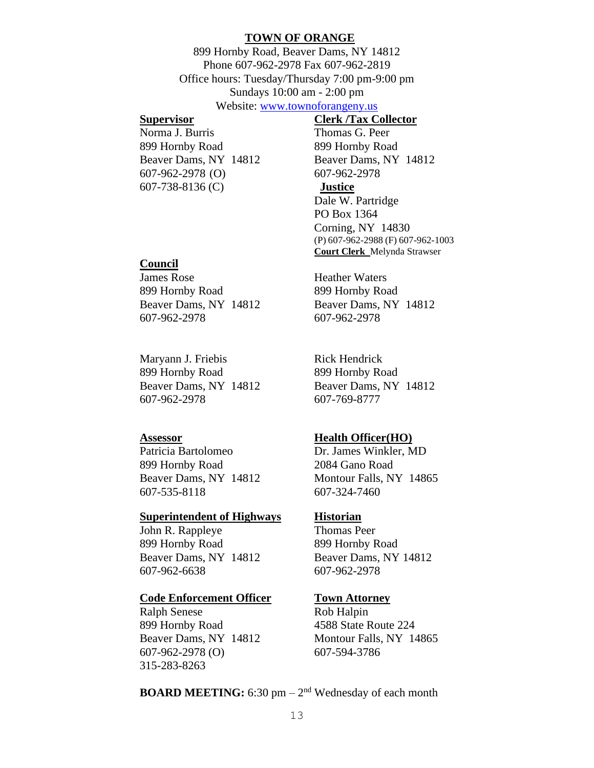## TOWN OF ORANGE

899 Hornby Road, Beaver Dams, NY 14812
Phone 607-962-2978 Fax 607-962-2819
Office hours: Tuesday/Thursday 7:00 pm-9:00 pm
Sundays 10:00 am - 2:00 pm
Website: www.townoforangeny.us

**Supervisor**
Norma J. Burris
899 Hornby Road
Beaver Dams, NY 14812
607-962-2978 (O)
607-738-8136 (C)

**Clerk /Tax Collector**
Thomas G. Peer
899 Hornby Road
Beaver Dams, NY 14812
607-962-2978

**Justice**
Dale W. Partridge
PO Box 1364
Corning, NY 14830
(P) 607-962-2988 (F) 607-962-1003
**Court Clerk** Melynda Strawser

**Council**

James Rose
899 Hornby Road
Beaver Dams, NY 14812
607-962-2978

Heather Waters
899 Hornby Road
Beaver Dams, NY 14812
607-962-2978

Maryann J. Friebis
899 Hornby Road
Beaver Dams, NY 14812
607-962-2978

Rick Hendrick
899 Hornby Road
Beaver Dams, NY 14812
607-769-8777

**Assessor**
Patricia Bartolomeo
899 Hornby Road
Beaver Dams, NY 14812
607-535-8118

**Health Officer(HO)**
Dr. James Winkler, MD
2084 Gano Road
Montour Falls, NY 14865
607-324-7460

**Superintendent of Highways**
John R. Rappleye
899 Hornby Road
Beaver Dams, NY 14812
607-962-6638

**Historian**
Thomas Peer
899 Hornby Road
Beaver Dams, NY 14812
607-962-2978

**Code Enforcement Officer**
Ralph Senese
899 Hornby Road
Beaver Dams, NY 14812
607-962-2978 (O)
315-283-8263

**Town Attorney**
Rob Halpin
4588 State Route 224
Montour Falls, NY 14865
607-594-3786

**BOARD MEETING:** 6:30 pm – 2nd Wednesday of each month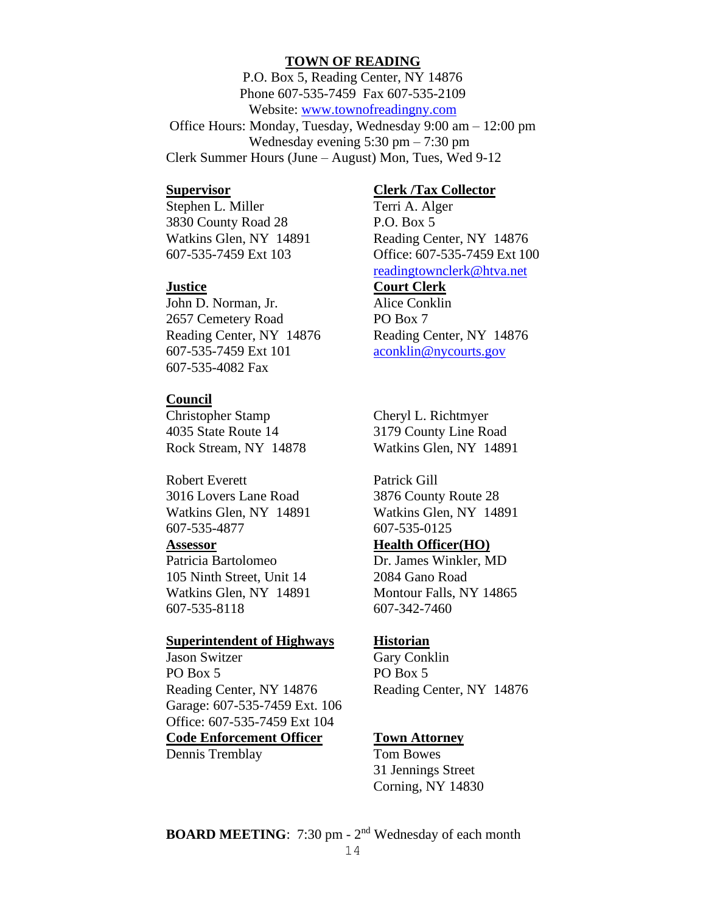# TOWN OF READING

P.O. Box 5, Reading Center, NY 14876
Phone 607-535-7459 Fax 607-535-2109
Website: www.townofreadingny.com
Office Hours: Monday, Tuesday, Wednesday 9:00 am – 12:00 pm
Wednesday evening 5:30 pm – 7:30 pm
Clerk Summer Hours (June – August) Mon, Tues, Wed 9-12

**Supervisor**
Stephen L. Miller
3830 County Road 28
Watkins Glen, NY 14891
607-535-7459 Ext 103

**Clerk /Tax Collector**
Terri A. Alger
P.O. Box 5
Reading Center, NY 14876
Office: 607-535-7459 Ext 100
readingtownclerk@htva.net

**Justice**
John D. Norman, Jr.
2657 Cemetery Road
Reading Center, NY 14876
607-535-7459 Ext 101
607-535-4082 Fax

**Court Clerk**
Alice Conklin
PO Box 7
Reading Center, NY 14876
aconklin@nycourts.gov

**Council**

Christopher Stamp
4035 State Route 14
Rock Stream, NY 14878

Cheryl L. Richtmyer
3179 County Line Road
Watkins Glen, NY 14891

Robert Everett
3016 Lovers Lane Road
Watkins Glen, NY 14891
607-535-4877

Patrick Gill
3876 County Route 28
Watkins Glen, NY 14891
607-535-0125

**Assessor**
Patricia Bartolomeo
105 Ninth Street, Unit 14
Watkins Glen, NY 14891
607-535-8118

**Health Officer(HO)**
Dr. James Winkler, MD
2084 Gano Road
Montour Falls, NY 14865
607-342-7460

**Superintendent of Highways**
Jason Switzer
PO Box 5
Reading Center, NY 14876
Garage: 607-535-7459 Ext. 106
Office: 607-535-7459 Ext 104

**Historian**
Gary Conklin
PO Box 5
Reading Center, NY 14876

**Code Enforcement Officer**
Dennis Tremblay

**Town Attorney**
Tom Bowes
31 Jennings Street
Corning, NY 14830

**BOARD MEETING**: 7:30 pm - 2nd Wednesday of each month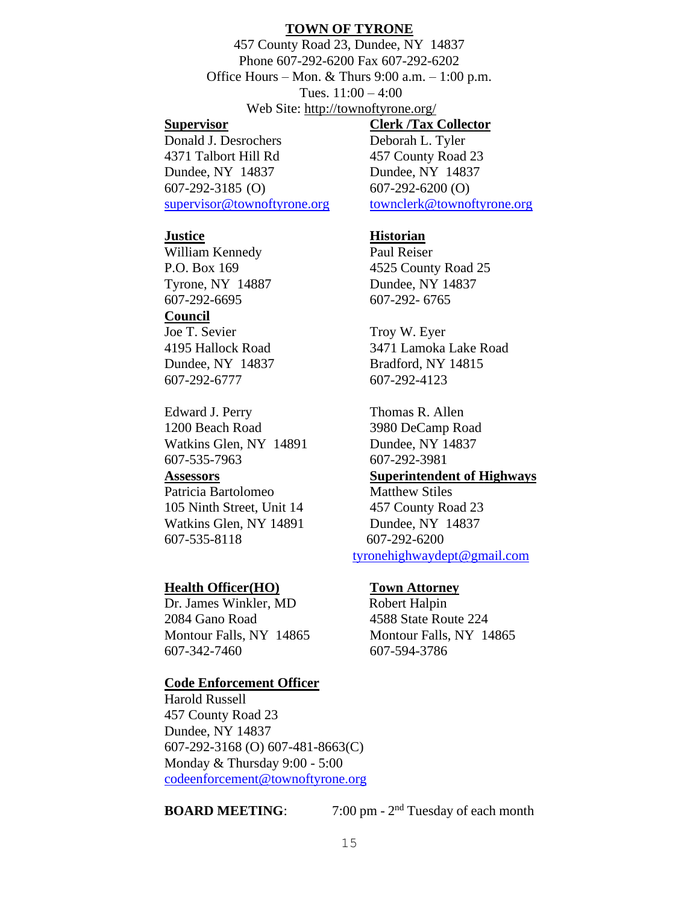# TOWN OF TYRONE

457 County Road 23, Dundee, NY 14837
Phone 607-292-6200 Fax 607-292-6202
Office Hours – Mon. & Thurs 9:00 a.m. – 1:00 p.m.
Tues. 11:00 – 4:00
Web Site: http://townoftyrone.org/

**Supervisor**
Donald J. Desrochers
4371 Talbort Hill Rd
Dundee, NY 14837
607-292-3185 (O)
supervisor@townoftyrone.org

**Clerk /Tax Collector**
Deborah L. Tyler
457 County Road 23
Dundee, NY 14837
607-292-6200 (O)
townclerk@townoftyrone.org

**Justice**
William Kennedy
P.O. Box 169
Tyrone, NY 14887
607-292-6695

**Historian**
Paul Reiser
4525 County Road 25
Dundee, NY 14837
607-292- 6765

**Council**
Joe T. Sevier
4195 Hallock Road
Dundee, NY 14837
607-292-6777

Troy W. Eyer
3471 Lamoka Lake Road
Bradford, NY 14815
607-292-4123

Edward J. Perry
1200 Beach Road
Watkins Glen, NY 14891
607-535-7963

Thomas R. Allen
3980 DeCamp Road
Dundee, NY 14837
607-292-3981

**Assessors**
Patricia Bartolomeo
105 Ninth Street, Unit 14
Watkins Glen, NY 14891
607-535-8118

**Superintendent of Highways**
Matthew Stiles
457 County Road 23
Dundee, NY 14837
607-292-6200
tyronehighwaydept@gmail.com

**Health Officer(HO)**
Dr. James Winkler, MD
2084 Gano Road
Montour Falls, NY 14865
607-342-7460

**Town Attorney**
Robert Halpin
4588 State Route 224
Montour Falls, NY 14865
607-594-3786

**Code Enforcement Officer**
Harold Russell
457 County Road 23
Dundee, NY 14837
607-292-3168 (O) 607-481-8663(C)
Monday & Thursday 9:00 - 5:00
codeenforcement@townoftyrone.org

**BOARD MEETING**: 7:00 pm - 2nd Tuesday of each month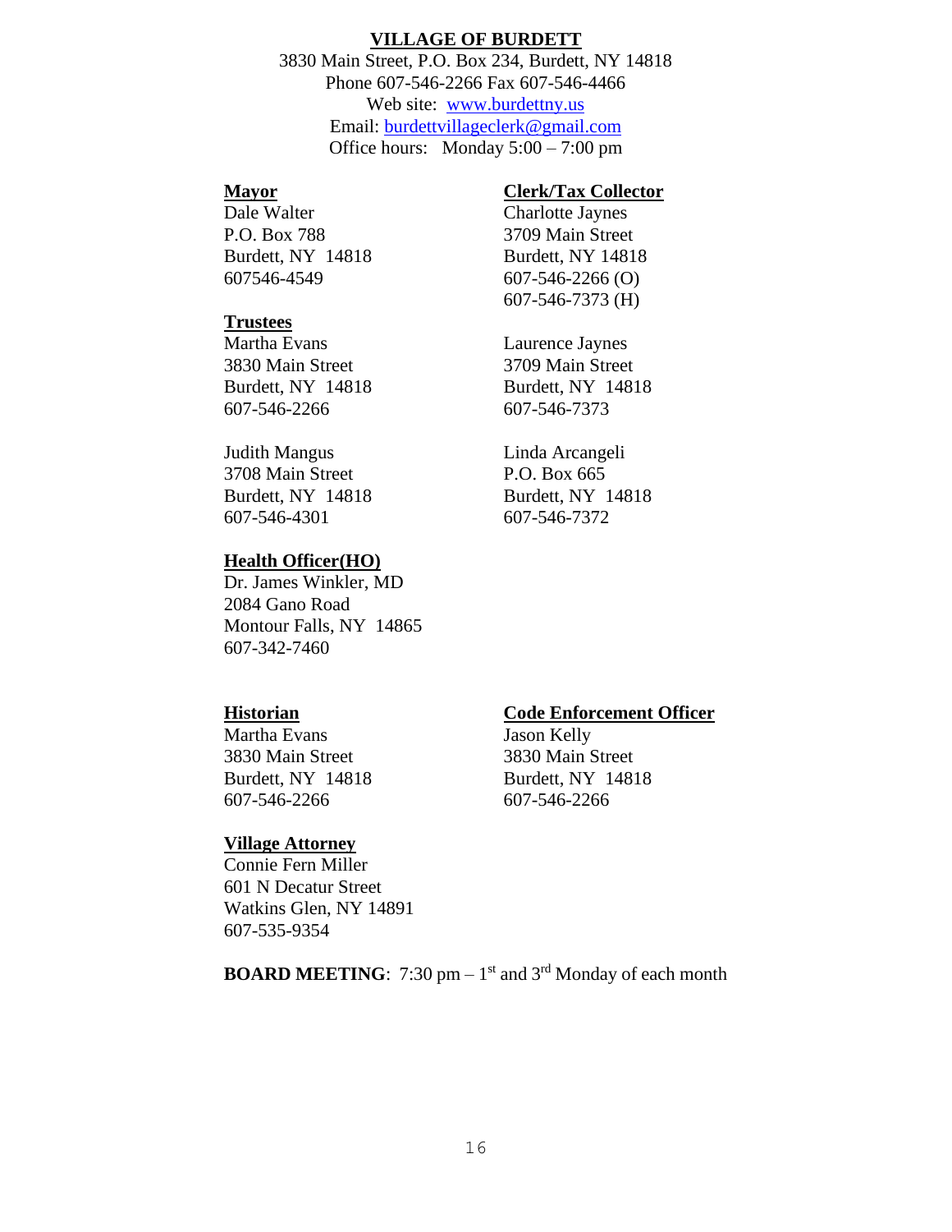## VILLAGE OF BURDETT

3830 Main Street, P.O. Box 234, Burdett, NY 14818
Phone 607-546-2266 Fax 607-546-4466
Web site: www.burdettny.us
Email: burdettvillageclerk@gmail.com
Office hours: Monday 5:00 – 7:00 pm

**Mayor**

Dale Walter
P.O. Box 788
Burdett, NY 14818
607546-4549

**Clerk/Tax Collector**

Charlotte Jaynes
3709 Main Street
Burdett, NY 14818
607-546-2266 (O)
607-546-7373 (H)

**Trustees**

Martha Evans
3830 Main Street
Burdett, NY 14818
607-546-2266

Laurence Jaynes
3709 Main Street
Burdett, NY 14818
607-546-7373

Judith Mangus
3708 Main Street
Burdett, NY 14818
607-546-4301

Linda Arcangeli
P.O. Box 665
Burdett, NY 14818
607-546-7372

**Health Officer(HO)**

Dr. James Winkler, MD
2084 Gano Road
Montour Falls, NY 14865
607-342-7460

**Historian**

Martha Evans
3830 Main Street
Burdett, NY 14818
607-546-2266

**Code Enforcement Officer**

Jason Kelly
3830 Main Street
Burdett, NY 14818
607-546-2266

**Village Attorney**

Connie Fern Miller
601 N Decatur Street
Watkins Glen, NY 14891
607-535-9354

**BOARD MEETING**: 7:30 pm – 1st and 3rd Monday of each month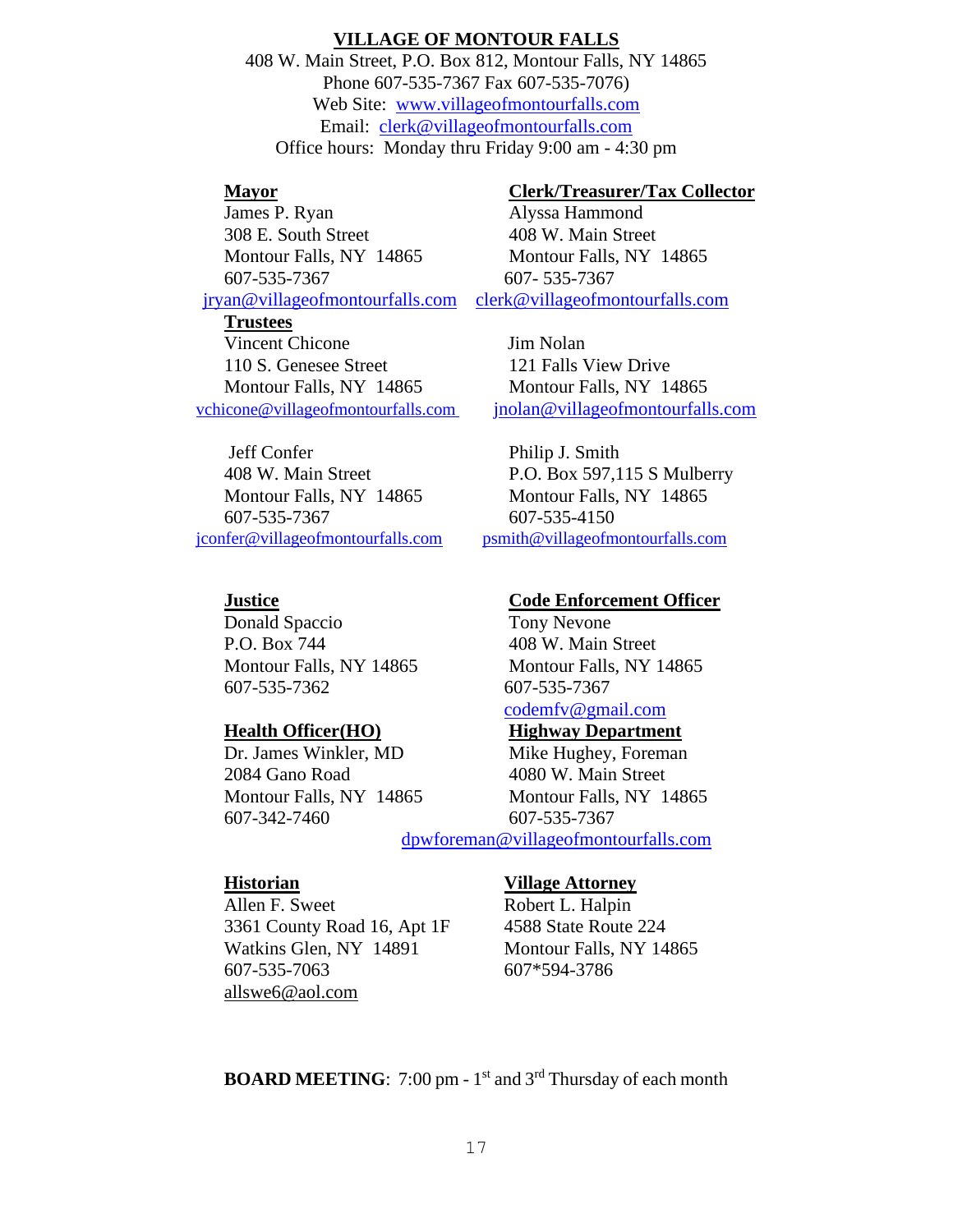# VILLAGE OF MONTOUR FALLS

408 W. Main Street, P.O. Box 812, Montour Falls, NY 14865
Phone 607-535-7367 Fax 607-535-7076)
Web Site: www.villageofmontourfalls.com
Email: clerk@villageofmontourfalls.com
Office hours: Monday thru Friday 9:00 am - 4:30 pm

**Mayor**
James P. Ryan
308 E. South Street
Montour Falls, NY 14865
607-535-7367
jryan@villageofmontourfalls.com

**Clerk/Treasurer/Tax Collector**
Alyssa Hammond
408 W. Main Street
Montour Falls, NY 14865
607- 535-7367
clerk@villageofmontourfalls.com

**Trustees**

Vincent Chicone
110 S. Genesee Street
Montour Falls, NY 14865
vchicone@villageofmontourfalls.com

Jim Nolan
121 Falls View Drive
Montour Falls, NY 14865
jnolan@villageofmontourfalls.com

Jeff Confer
408 W. Main Street
Montour Falls, NY 14865
607-535-7367
jconfer@villageofmontourfalls.com

Philip J. Smith
P.O. Box 597,115 S Mulberry
Montour Falls, NY 14865
607-535-4150
psmith@villageofmontourfalls.com

**Justice**
Donald Spaccio
P.O. Box 744
Montour Falls, NY 14865
607-535-7362

**Code Enforcement Officer**
Tony Nevone
408 W. Main Street
Montour Falls, NY 14865
607-535-7367
codemfv@gmail.com

**Health Officer(HO)**
Dr. James Winkler, MD
2084 Gano Road
Montour Falls, NY 14865
607-342-7460

**Highway Department**
Mike Hughey, Foreman
4080 W. Main Street
Montour Falls, NY 14865
607-535-7367
dpwforeman@villageofmontourfalls.com

**Historian**
Allen F. Sweet
3361 County Road 16, Apt 1F
Watkins Glen, NY 14891
607-535-7063
allswe6@aol.com

**Village Attorney**
Robert L. Halpin
4588 State Route 224
Montour Falls, NY 14865
607*594-3786

**BOARD MEETING**: 7:00 pm - 1st and 3rd Thursday of each month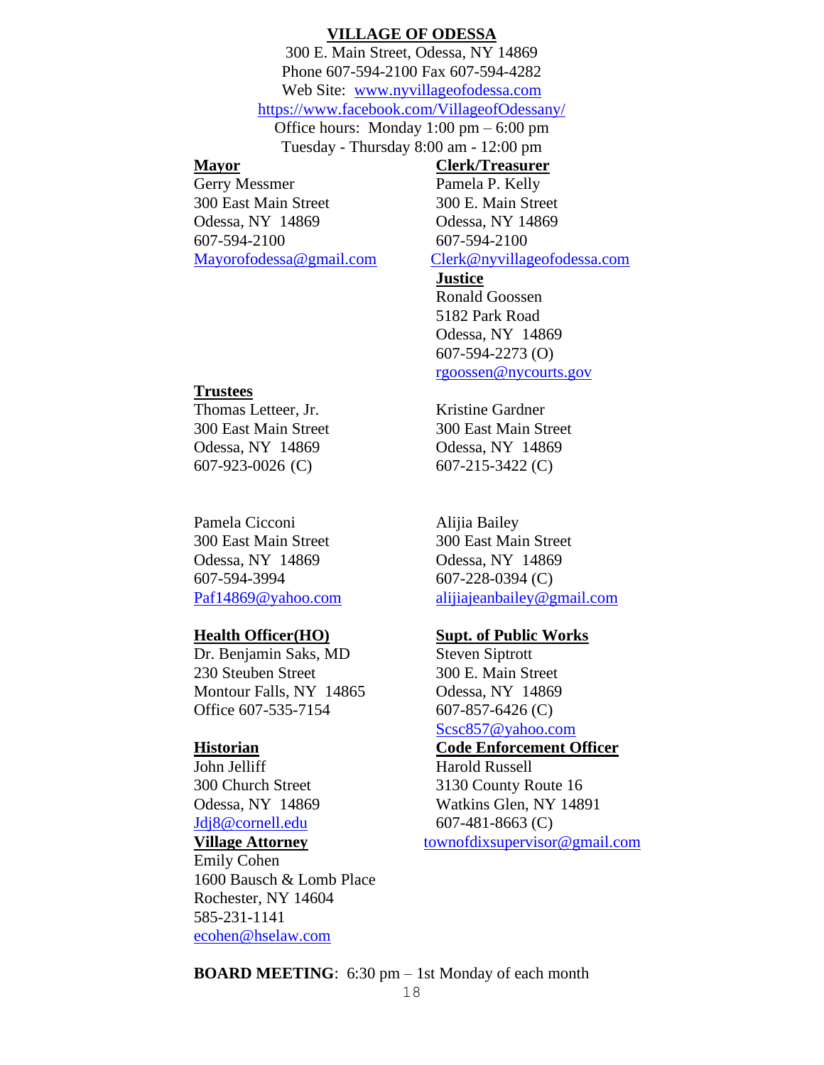# VILLAGE OF ODESSA

300 E. Main Street, Odessa, NY 14869
Phone 607-594-2100 Fax 607-594-4282
Web Site: www.nyvillageofodessa.com
https://www.facebook.com/VillageofOdessany/
Office hours: Monday 1:00 pm – 6:00 pm
Tuesday - Thursday 8:00 am - 12:00 pm

**Mayor**
Gerry Messmer
300 East Main Street
Odessa, NY 14869
607-594-2100
Mayorofodessa@gmail.com

**Clerk/Treasurer**
Pamela P. Kelly
300 E. Main Street
Odessa, NY 14869
607-594-2100
Clerk@nyvillageofodessa.com

**Justice**
Ronald Goossen
5182 Park Road
Odessa, NY 14869
607-594-2273 (O)
rgoossen@nycourts.gov

**Trustees**

Thomas Letteer, Jr.
300 East Main Street
Odessa, NY 14869
607-923-0026 (C)

Kristine Gardner
300 East Main Street
Odessa, NY 14869
607-215-3422 (C)

Pamela Cicconi
300 East Main Street
Odessa, NY 14869
607-594-3994
Paf14869@yahoo.com

Alijia Bailey
300 East Main Street
Odessa, NY 14869
607-228-0394 (C)
alijiajeanbailey@gmail.com

**Health Officer(HO)**
Dr. Benjamin Saks, MD
230 Steuben Street
Montour Falls, NY 14865
Office 607-535-7154

**Supt. of Public Works**
Steven Siptrott
300 E. Main Street
Odessa, NY 14869
607-857-6426 (C)
Scsc857@yahoo.com

**Historian**
John Jelliff
300 Church Street
Odessa, NY 14869
Jdj8@cornell.edu

**Code Enforcement Officer**
Harold Russell
3130 County Route 16
Watkins Glen, NY 14891
607-481-8663 (C)
townofdixsupervisor@gmail.com

**Village Attorney**
Emily Cohen
1600 Bausch & Lomb Place
Rochester, NY 14604
585-231-1141
ecohen@hselaw.com

**BOARD MEETING**: 6:30 pm – 1st Monday of each month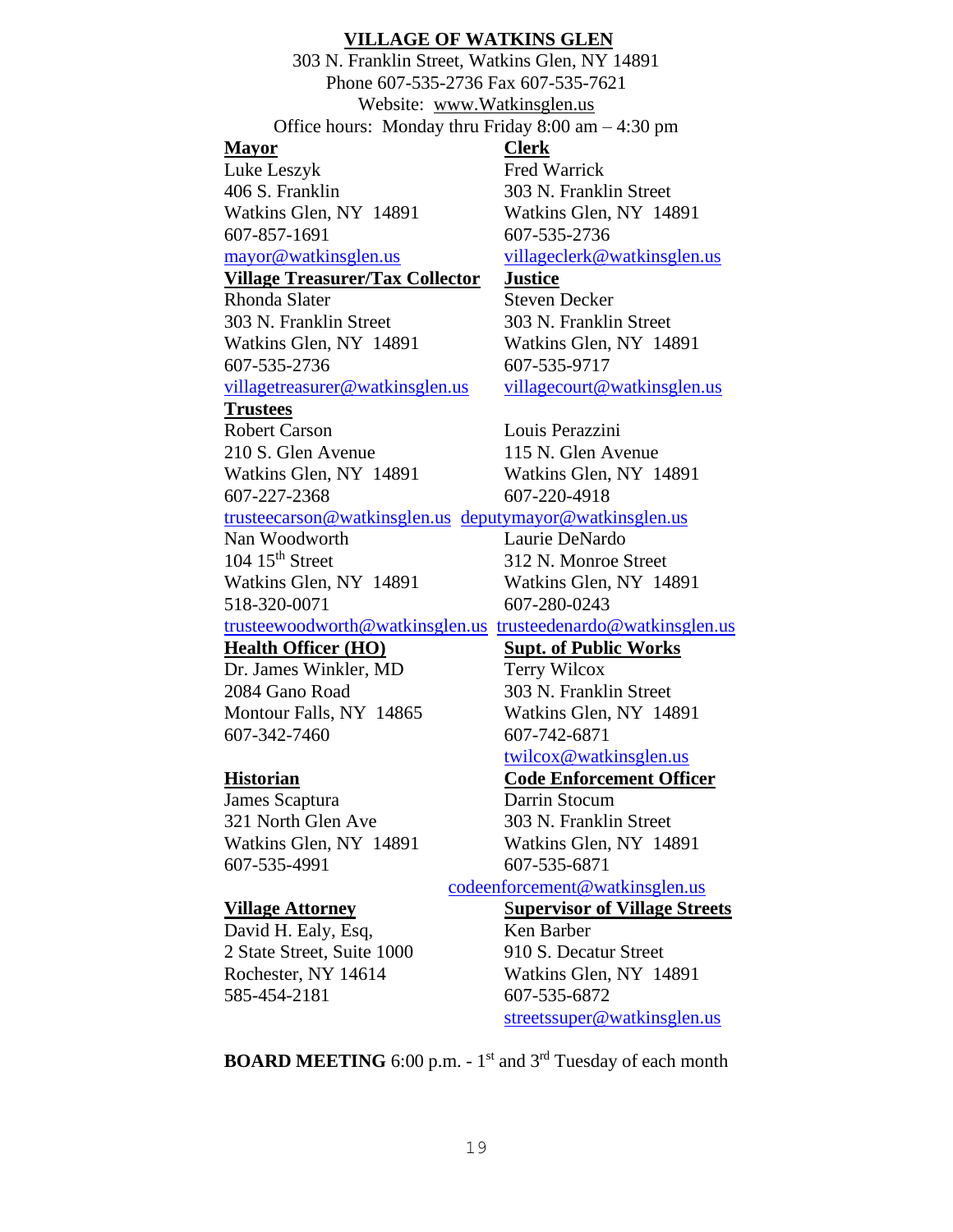## VILLAGE OF WATKINS GLEN

303 N. Franklin Street, Watkins Glen, NY 14891
Phone 607-535-2736 Fax 607-535-7621
Website: www.Watkinsglen.us
Office hours: Monday thru Friday 8:00 am – 4:30 pm

**Mayor**
Luke Leszyk
406 S. Franklin
Watkins Glen, NY 14891
607-857-1691
mayor@watkinsglen.us

**Clerk**
Fred Warrick
303 N. Franklin Street
Watkins Glen, NY 14891
607-535-2736
villageclerk@watkinsglen.us

**Village Treasurer/Tax Collector**
Rhonda Slater
303 N. Franklin Street
Watkins Glen, NY 14891
607-535-2736
villagetreasurer@watkinsglen.us

**Justice**
Steven Decker
303 N. Franklin Street
Watkins Glen, NY 14891
607-535-9717
villagecourt@watkinsglen.us

**Trustees**

Robert Carson
210 S. Glen Avenue
Watkins Glen, NY 14891
607-227-2368
trusteecarson@watkinsglen.us

Louis Perazzini
115 N. Glen Avenue
Watkins Glen, NY 14891
607-220-4918
deputymayor@watkinsglen.us

Nan Woodworth
104 15th Street
Watkins Glen, NY 14891
518-320-0071
trusteewoodworth@watkinsglen.us

Laurie DeNardo
312 N. Monroe Street
Watkins Glen, NY 14891
607-280-0243
trusteedenardo@watkinsglen.us

**Health Officer (HO)**
Dr. James Winkler, MD
2084 Gano Road
Montour Falls, NY 14865
607-342-7460

**Supt. of Public Works**
Terry Wilcox
303 N. Franklin Street
Watkins Glen, NY 14891
607-742-6871
twilcox@watkinsglen.us

**Historian**
James Scaptura
321 North Glen Ave
Watkins Glen, NY 14891
607-535-4991

**Code Enforcement Officer**
Darrin Stocum
303 N. Franklin Street
Watkins Glen, NY 14891
607-535-6871
codeenforcement@watkinsglen.us

**Village Attorney**
David H. Ealy, Esq,
2 State Street, Suite 1000
Rochester, NY 14614
585-454-2181

**Supervisor of Village Streets**
Ken Barber
910 S. Decatur Street
Watkins Glen, NY 14891
607-535-6872
streetssuper@watkinsglen.us

**BOARD MEETING** 6:00 p.m. - 1st and 3rd Tuesday of each month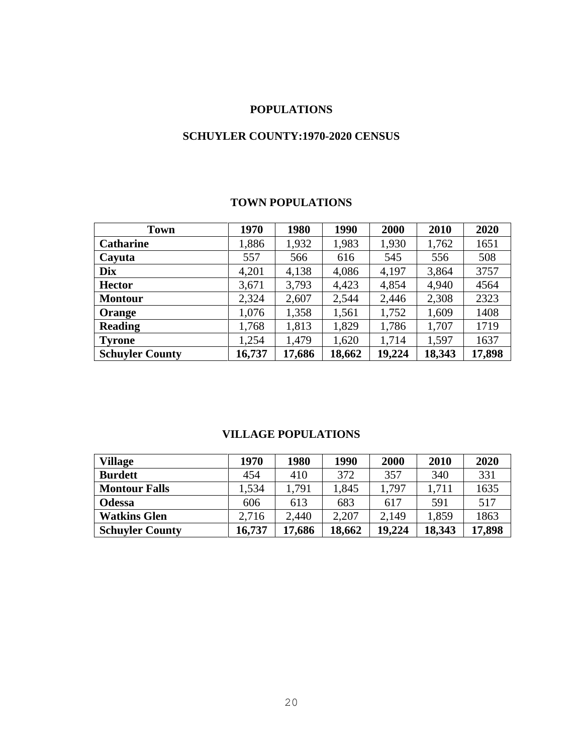# POPULATIONS

## SCHUYLER COUNTY:1970-2020 CENSUS

### TOWN POPULATIONS

| Town | 1970 | 1980 | 1990 | 2000 | 2010 | 2020 |
|---|---|---|---|---|---|---|
| **Catharine** | 1,886 | 1,932 | 1,983 | 1,930 | 1,762 | 1651 |
| **Cayuta** | 557 | 566 | 616 | 545 | 556 | 508 |
| **Dix** | 4,201 | 4,138 | 4,086 | 4,197 | 3,864 | 3757 |
| **Hector** | 3,671 | 3,793 | 4,423 | 4,854 | 4,940 | 4564 |
| **Montour** | 2,324 | 2,607 | 2,544 | 2,446 | 2,308 | 2323 |
| **Orange** | 1,076 | 1,358 | 1,561 | 1,752 | 1,609 | 1408 |
| **Reading** | 1,768 | 1,813 | 1,829 | 1,786 | 1,707 | 1719 |
| **Tyrone** | 1,254 | 1,479 | 1,620 | 1,714 | 1,597 | 1637 |
| **Schuyler County** | **16,737** | **17,686** | **18,662** | **19,224** | **18,343** | **17,898** |

### VILLAGE POPULATIONS

| Village | 1970 | 1980 | 1990 | 2000 | 2010 | 2020 |
|---|---|---|---|---|---|---|
| **Burdett** | 454 | 410 | 372 | 357 | 340 | 331 |
| **Montour Falls** | 1,534 | 1,791 | 1,845 | 1,797 | 1,711 | 1635 |
| **Odessa** | 606 | 613 | 683 | 617 | 591 | 517 |
| **Watkins Glen** | 2,716 | 2,440 | 2,207 | 2,149 | 1,859 | 1863 |
| **Schuyler County** | **16,737** | **17,686** | **18,662** | **19,224** | **18,343** | **17,898** |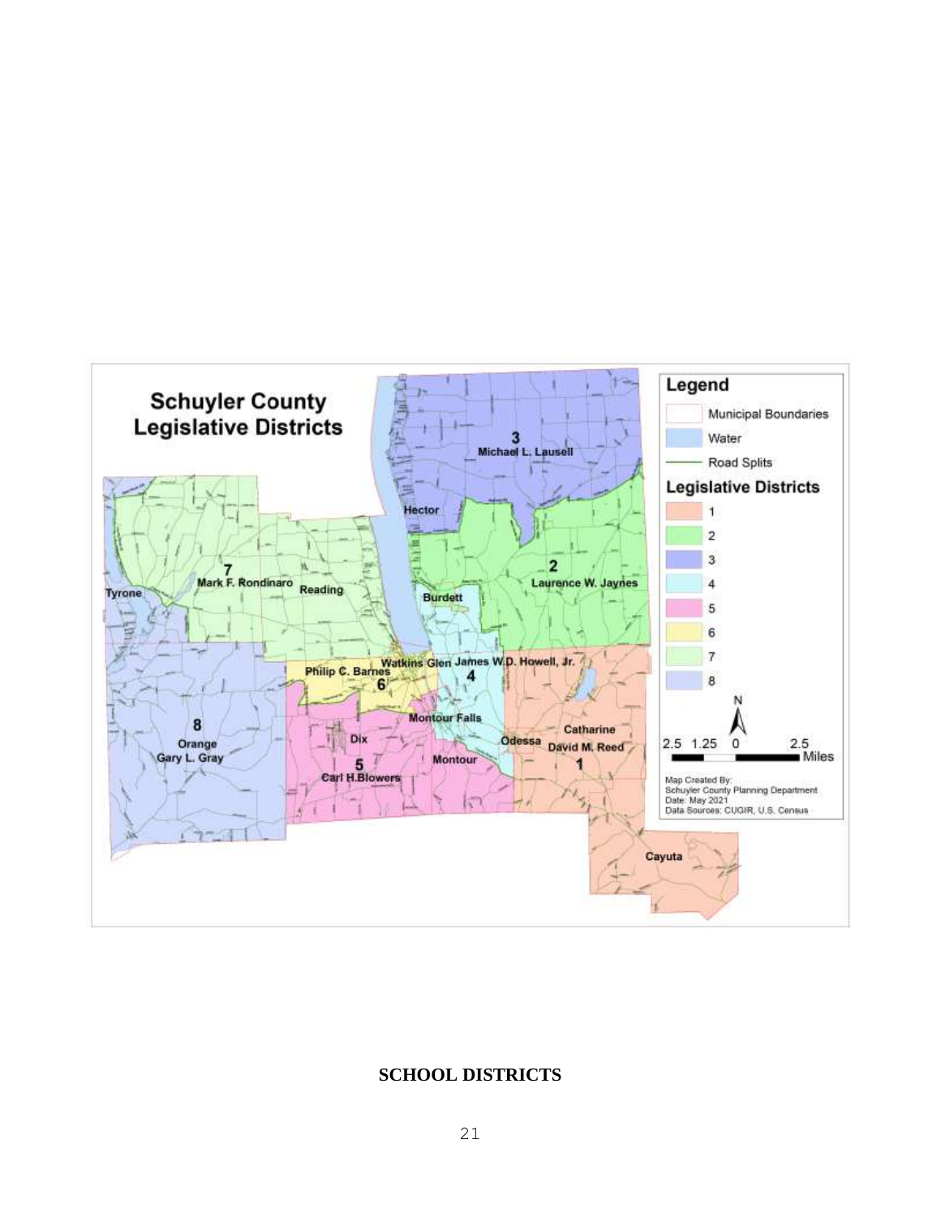## SCHOOL DISTRICTS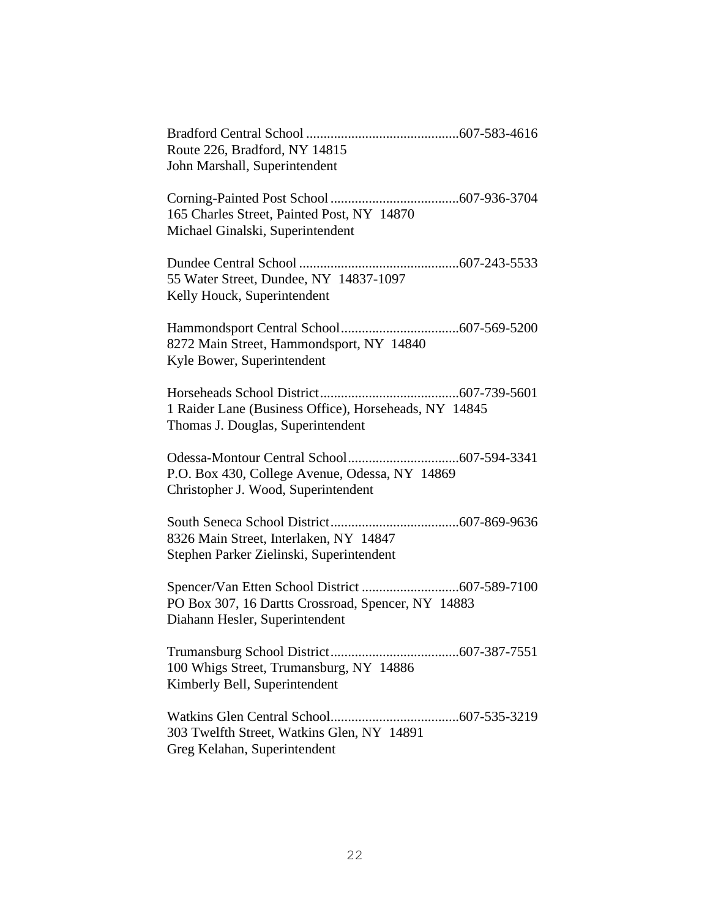Bradford Central School ............................................607-583-4616
Route 226, Bradford, NY 14815
John Marshall, Superintendent

Corning-Painted Post School .....................................607-936-3704
165 Charles Street, Painted Post, NY 14870
Michael Ginalski, Superintendent

Dundee Central School ..............................................607-243-5533
55 Water Street, Dundee, NY 14837-1097
Kelly Houck, Superintendent

Hammondsport Central School..................................607-569-5200
8272 Main Street, Hammondsport, NY 14840
Kyle Bower, Superintendent

Horseheads School District........................................607-739-5601
1 Raider Lane (Business Office), Horseheads, NY 14845
Thomas J. Douglas, Superintendent

Odessa-Montour Central School................................607-594-3341
P.O. Box 430, College Avenue, Odessa, NY 14869
Christopher J. Wood, Superintendent

South Seneca School District.....................................607-869-9636
8326 Main Street, Interlaken, NY 14847
Stephen Parker Zielinski, Superintendent

Spencer/Van Etten School District ............................607-589-7100
PO Box 307, 16 Dartts Crossroad, Spencer, NY 14883
Diahann Hesler, Superintendent

Trumansburg School District.....................................607-387-7551
100 Whigs Street, Trumansburg, NY 14886
Kimberly Bell, Superintendent

Watkins Glen Central School.....................................607-535-3219
303 Twelfth Street, Watkins Glen, NY 14891
Greg Kelahan, Superintendent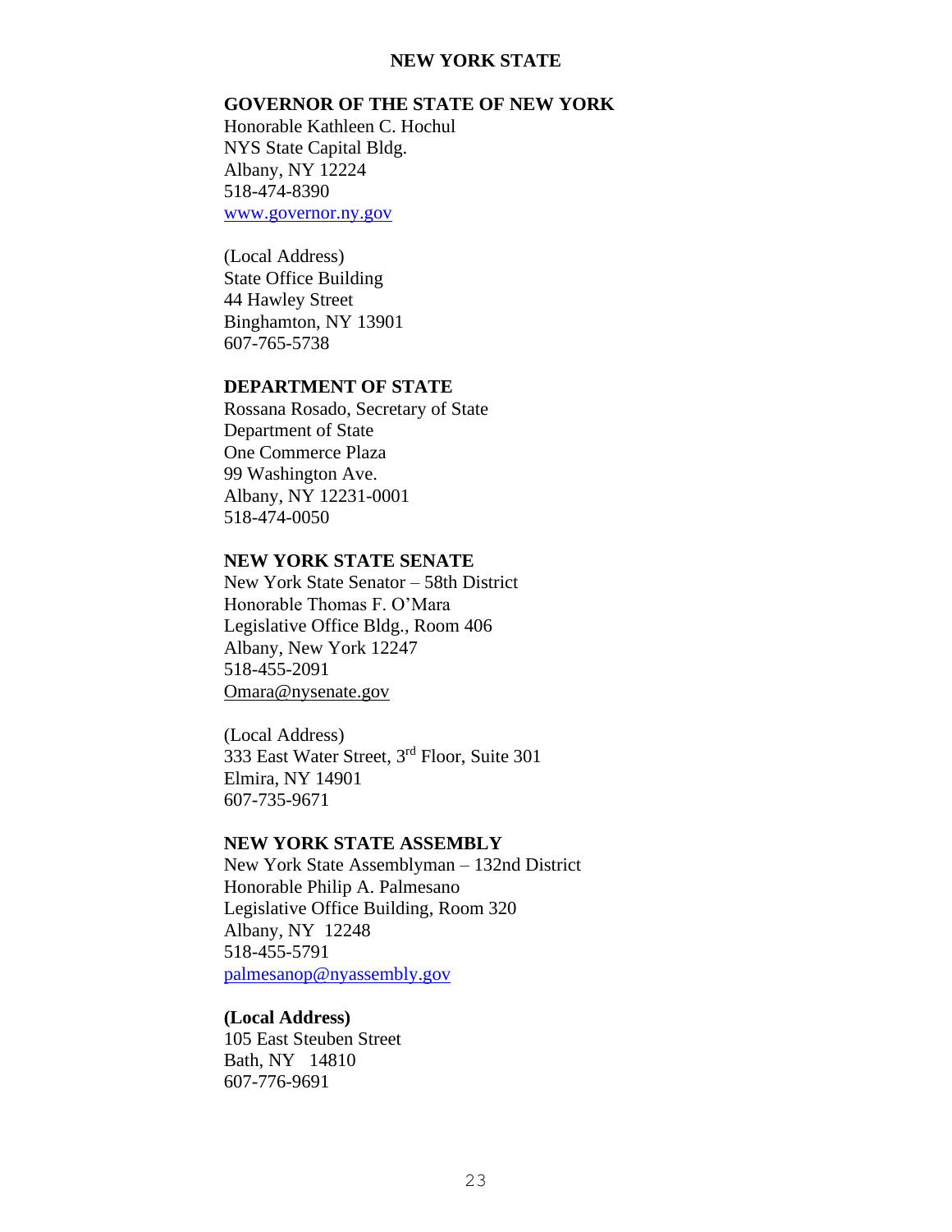## NEW YORK STATE

### GOVERNOR OF THE STATE OF NEW YORK

Honorable Kathleen C. Hochul
NYS State Capital Bldg.
Albany, NY 12224
518-474-8390
www.governor.ny.gov

(Local Address)
State Office Building
44 Hawley Street
Binghamton, NY 13901
607-765-5738

### DEPARTMENT OF STATE

Rossana Rosado, Secretary of State
Department of State
One Commerce Plaza
99 Washington Ave.
Albany, NY 12231-0001
518-474-0050

### NEW YORK STATE SENATE

New York State Senator – 58th District
Honorable Thomas F. O'Mara
Legislative Office Bldg., Room 406
Albany, New York 12247
518-455-2091
Omara@nysenate.gov

(Local Address)
333 East Water Street, 3rd Floor, Suite 301
Elmira, NY 14901
607-735-9671

### NEW YORK STATE ASSEMBLY

New York State Assemblyman – 132nd District
Honorable Philip A. Palmesano
Legislative Office Building, Room 320
Albany, NY 12248
518-455-5791
palmesanop@nyassembly.gov

**(Local Address)**
105 East Steuben Street
Bath, NY 14810
607-776-9691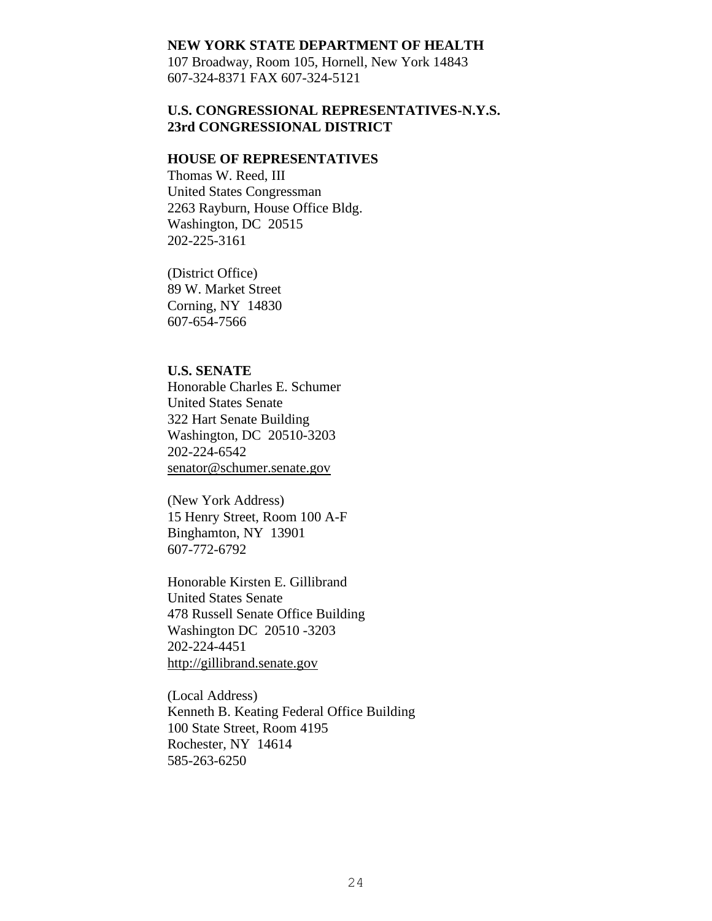**NEW YORK STATE DEPARTMENT OF HEALTH**
107 Broadway, Room 105, Hornell, New York 14843
607-324-8371 FAX 607-324-5121

## U.S. CONGRESSIONAL REPRESENTATIVES-N.Y.S.
## 23rd CONGRESSIONAL DISTRICT

### HOUSE OF REPRESENTATIVES

Thomas W. Reed, III
United States Congressman
2263 Rayburn, House Office Bldg.
Washington, DC 20515
202-225-3161

(District Office)
89 W. Market Street
Corning, NY 14830
607-654-7566

### U.S. SENATE

Honorable Charles E. Schumer
United States Senate
322 Hart Senate Building
Washington, DC 20510-3203
202-224-6542
senator@schumer.senate.gov

(New York Address)
15 Henry Street, Room 100 A-F
Binghamton, NY 13901
607-772-6792

Honorable Kirsten E. Gillibrand
United States Senate
478 Russell Senate Office Building
Washington DC 20510 -3203
202-224-4451
http://gillibrand.senate.gov

(Local Address)
Kenneth B. Keating Federal Office Building
100 State Street, Room 4195
Rochester, NY 14614
585-263-6250